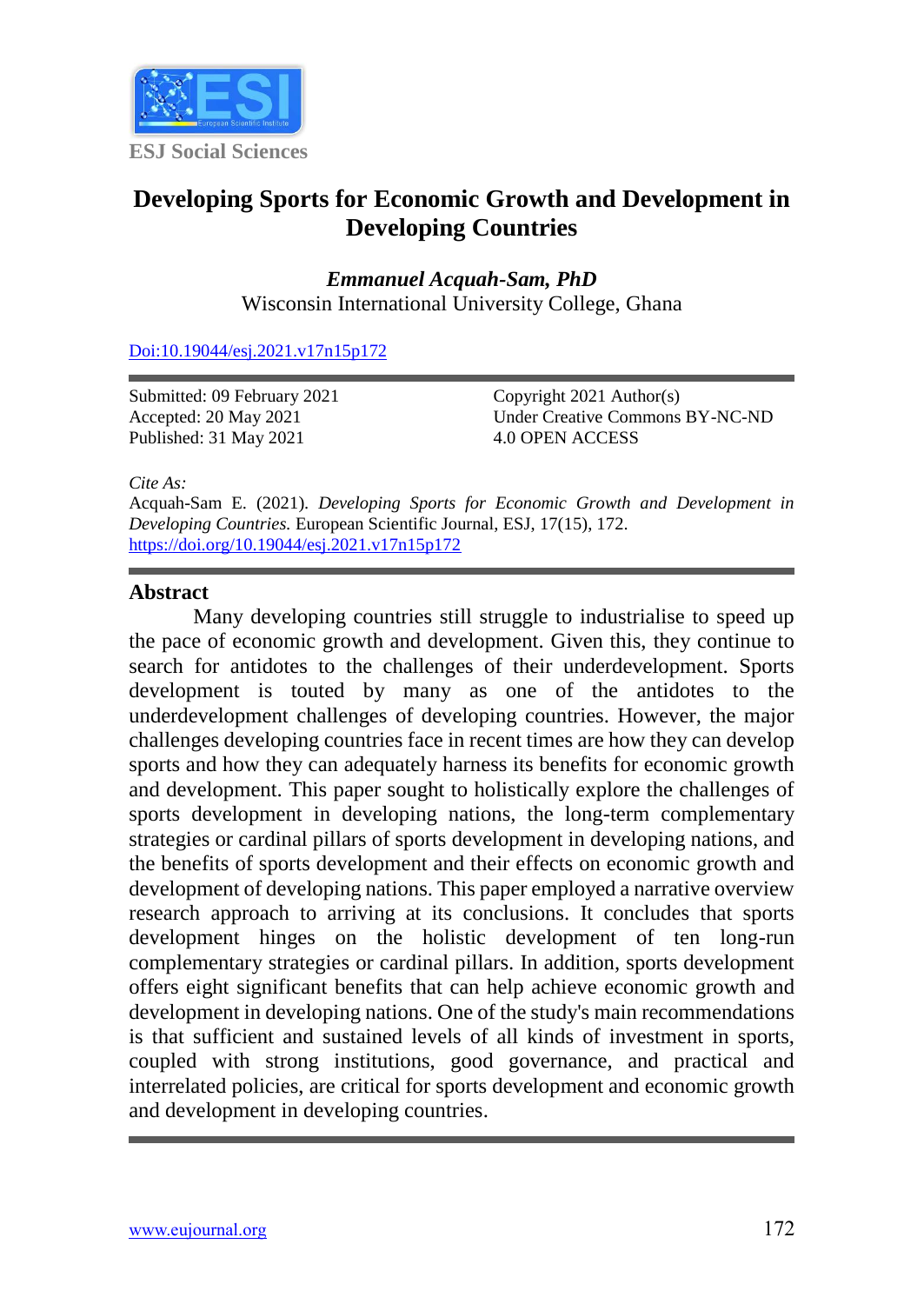ESJ Social Sciences

# Developing Sports for Economic Growth and Development in Developing Countries

***Emmanuel Acquah-Sam, PhD***
Wisconsin International University College, Ghana

Doi:10.19044/esj.2021.v17n15p172

Submitted: 09 February 2021
Accepted: 20 May 2021
Published: 31 May 2021

Copyright 2021 Author(s)
Under Creative Commons BY-NC-ND
4.0 OPEN ACCESS

*Cite As:*
Acquah-Sam E. (2021). *Developing Sports for Economic Growth and Development in Developing Countries.* European Scientific Journal, ESJ, 17(15), 172. https://doi.org/10.19044/esj.2021.v17n15p172

## Abstract

Many developing countries still struggle to industrialise to speed up the pace of economic growth and development. Given this, they continue to search for antidotes to the challenges of their underdevelopment. Sports development is touted by many as one of the antidotes to the underdevelopment challenges of developing countries. However, the major challenges developing countries face in recent times are how they can develop sports and how they can adequately harness its benefits for economic growth and development. This paper sought to holistically explore the challenges of sports development in developing nations, the long-term complementary strategies or cardinal pillars of sports development in developing nations, and the benefits of sports development and their effects on economic growth and development of developing nations. This paper employed a narrative overview research approach to arriving at its conclusions. It concludes that sports development hinges on the holistic development of ten long-run complementary strategies or cardinal pillars. In addition, sports development offers eight significant benefits that can help achieve economic growth and development in developing nations. One of the study's main recommendations is that sufficient and sustained levels of all kinds of investment in sports, coupled with strong institutions, good governance, and practical and interrelated policies, are critical for sports development and economic growth and development in developing countries.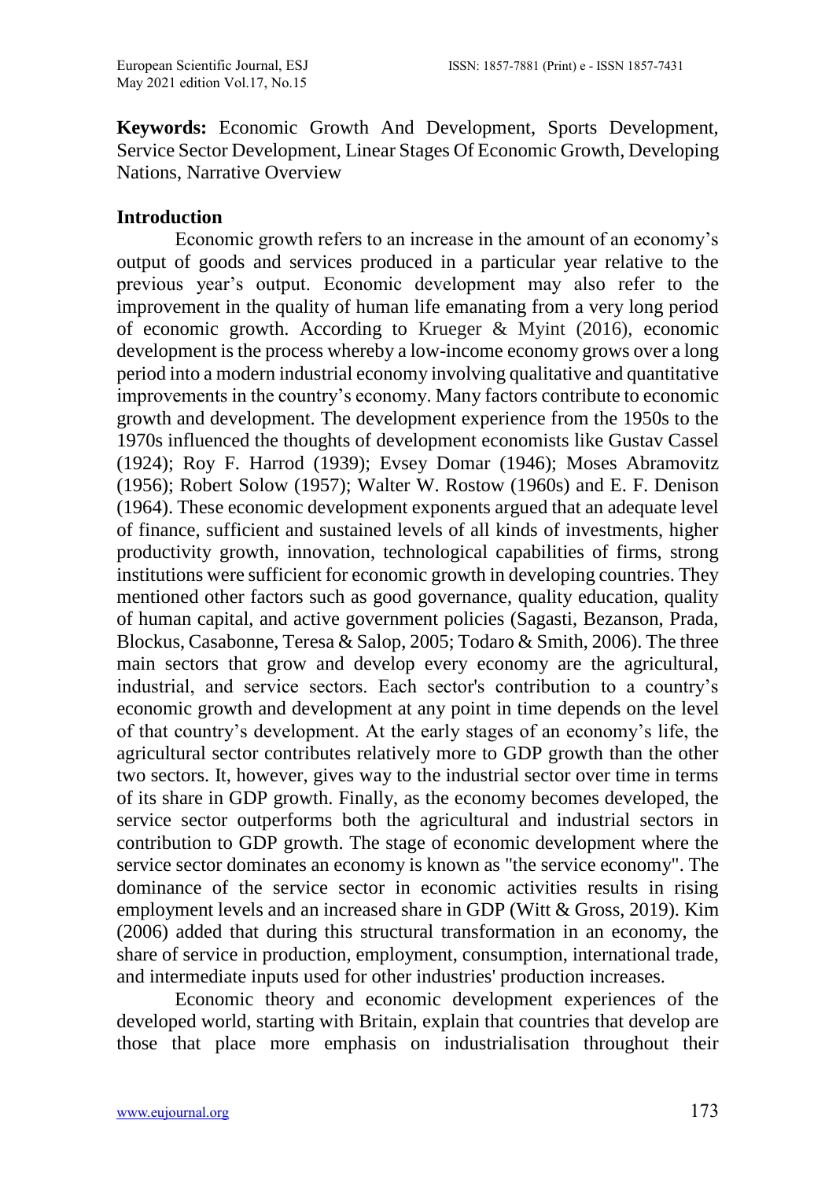**Keywords:** Economic Growth And Development, Sports Development, Service Sector Development, Linear Stages Of Economic Growth, Developing Nations, Narrative Overview

## Introduction

Economic growth refers to an increase in the amount of an economy's output of goods and services produced in a particular year relative to the previous year's output. Economic development may also refer to the improvement in the quality of human life emanating from a very long period of economic growth. According to Krueger & Myint (2016), economic development is the process whereby a low-income economy grows over a long period into a modern industrial economy involving qualitative and quantitative improvements in the country's economy. Many factors contribute to economic growth and development. The development experience from the 1950s to the 1970s influenced the thoughts of development economists like Gustav Cassel (1924); Roy F. Harrod (1939); Evsey Domar (1946); Moses Abramovitz (1956); Robert Solow (1957); Walter W. Rostow (1960s) and E. F. Denison (1964). These economic development exponents argued that an adequate level of finance, sufficient and sustained levels of all kinds of investments, higher productivity growth, innovation, technological capabilities of firms, strong institutions were sufficient for economic growth in developing countries. They mentioned other factors such as good governance, quality education, quality of human capital, and active government policies (Sagasti, Bezanson, Prada, Blockus, Casabonne, Teresa & Salop, 2005; Todaro & Smith, 2006). The three main sectors that grow and develop every economy are the agricultural, industrial, and service sectors. Each sector's contribution to a country's economic growth and development at any point in time depends on the level of that country's development. At the early stages of an economy's life, the agricultural sector contributes relatively more to GDP growth than the other two sectors. It, however, gives way to the industrial sector over time in terms of its share in GDP growth. Finally, as the economy becomes developed, the service sector outperforms both the agricultural and industrial sectors in contribution to GDP growth. The stage of economic development where the service sector dominates an economy is known as "the service economy". The dominance of the service sector in economic activities results in rising employment levels and an increased share in GDP (Witt & Gross, 2019). Kim (2006) added that during this structural transformation in an economy, the share of service in production, employment, consumption, international trade, and intermediate inputs used for other industries' production increases.

Economic theory and economic development experiences of the developed world, starting with Britain, explain that countries that develop are those that place more emphasis on industrialisation throughout their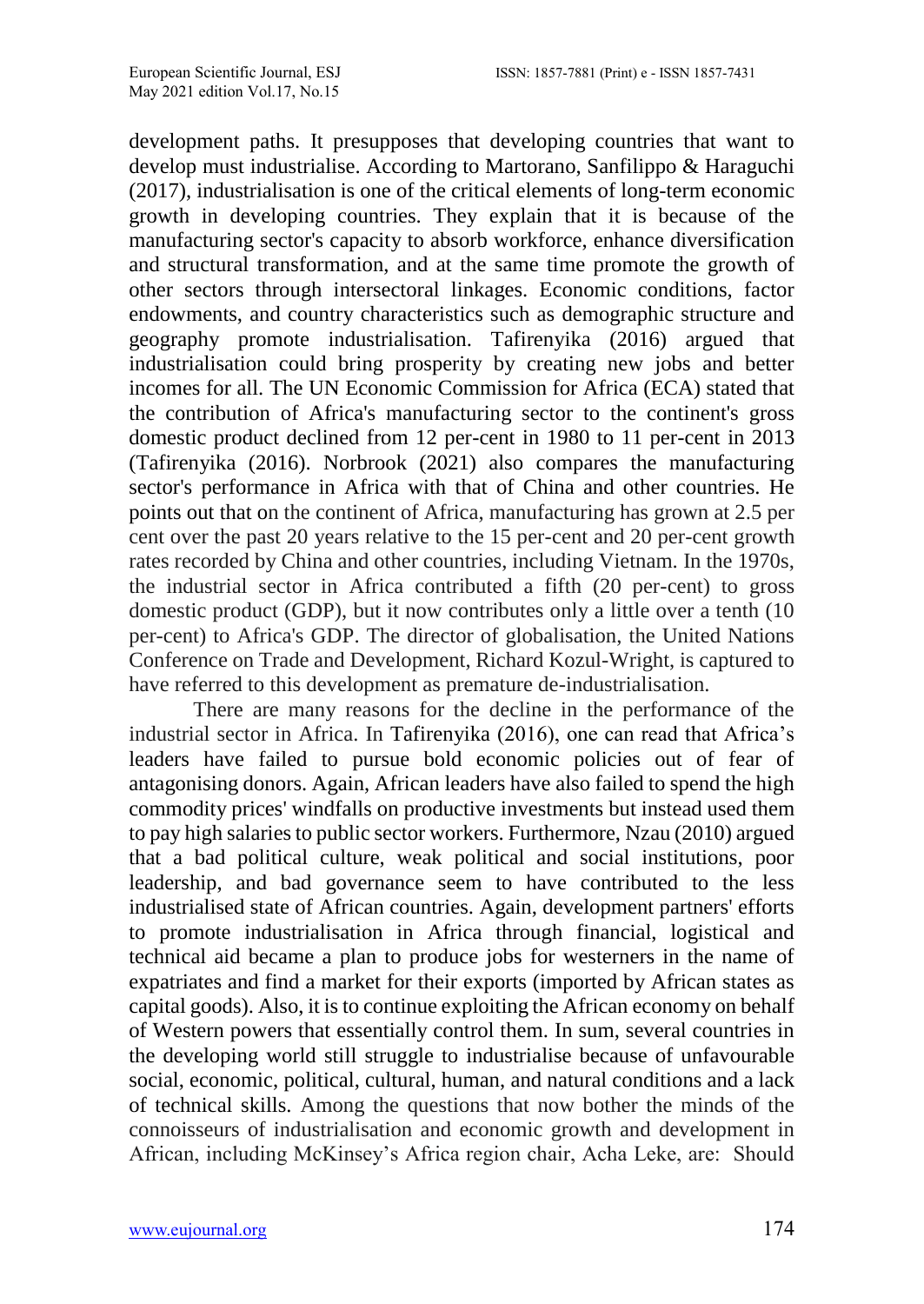development paths. It presupposes that developing countries that want to develop must industrialise. According to Martorano, Sanfilippo & Haraguchi (2017), industrialisation is one of the critical elements of long-term economic growth in developing countries. They explain that it is because of the manufacturing sector's capacity to absorb workforce, enhance diversification and structural transformation, and at the same time promote the growth of other sectors through intersectoral linkages. Economic conditions, factor endowments, and country characteristics such as demographic structure and geography promote industrialisation. Tafirenyika (2016) argued that industrialisation could bring prosperity by creating new jobs and better incomes for all. The UN Economic Commission for Africa (ECA) stated that the contribution of Africa's manufacturing sector to the continent's gross domestic product declined from 12 per-cent in 1980 to 11 per-cent in 2013 (Tafirenyika (2016). Norbrook (2021) also compares the manufacturing sector's performance in Africa with that of China and other countries. He points out that on the continent of Africa, manufacturing has grown at 2.5 per cent over the past 20 years relative to the 15 per-cent and 20 per-cent growth rates recorded by China and other countries, including Vietnam. In the 1970s, the industrial sector in Africa contributed a fifth (20 per-cent) to gross domestic product (GDP), but it now contributes only a little over a tenth (10 per-cent) to Africa's GDP. The director of globalisation, the United Nations Conference on Trade and Development, Richard Kozul-Wright, is captured to have referred to this development as premature de-industrialisation.

There are many reasons for the decline in the performance of the industrial sector in Africa. In Tafirenyika (2016), one can read that Africa's leaders have failed to pursue bold economic policies out of fear of antagonising donors. Again, African leaders have also failed to spend the high commodity prices' windfalls on productive investments but instead used them to pay high salaries to public sector workers. Furthermore, Nzau (2010) argued that a bad political culture, weak political and social institutions, poor leadership, and bad governance seem to have contributed to the less industrialised state of African countries. Again, development partners' efforts to promote industrialisation in Africa through financial, logistical and technical aid became a plan to produce jobs for westerners in the name of expatriates and find a market for their exports (imported by African states as capital goods). Also, it is to continue exploiting the African economy on behalf of Western powers that essentially control them. In sum, several countries in the developing world still struggle to industrialise because of unfavourable social, economic, political, cultural, human, and natural conditions and a lack of technical skills. Among the questions that now bother the minds of the connoisseurs of industrialisation and economic growth and development in African, including McKinsey's Africa region chair, Acha Leke, are: Should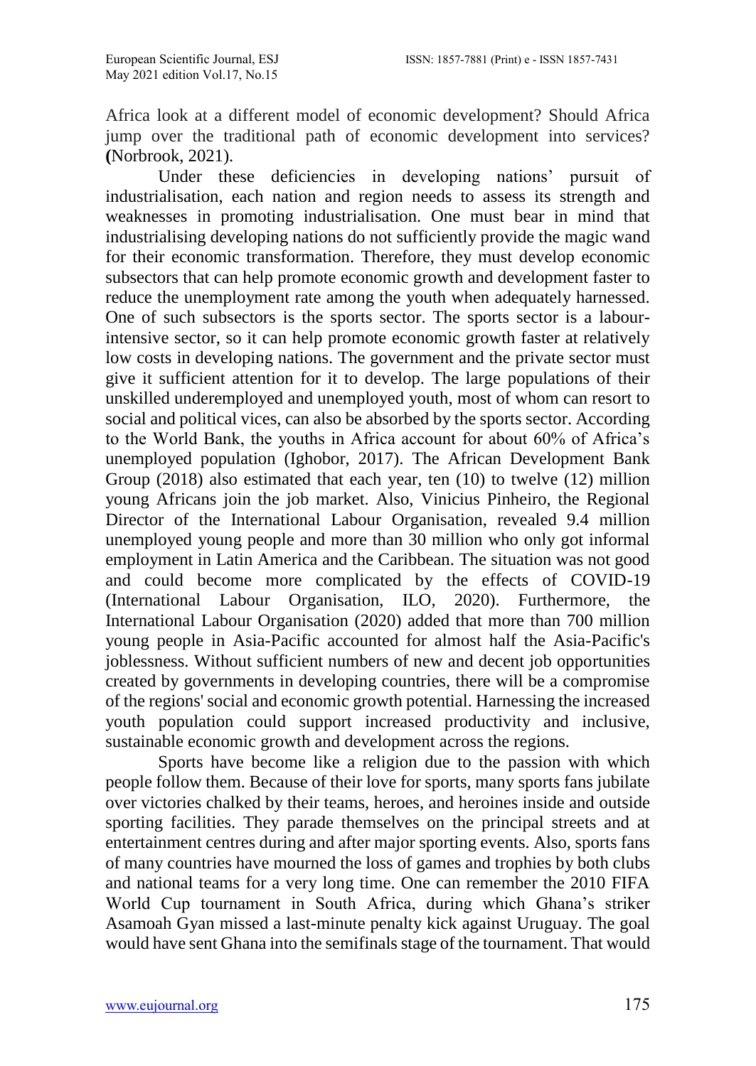Africa look at a different model of economic development? Should Africa jump over the traditional path of economic development into services? **(**Norbrook, 2021).

Under these deficiencies in developing nations' pursuit of industrialisation, each nation and region needs to assess its strength and weaknesses in promoting industrialisation. One must bear in mind that industrialising developing nations do not sufficiently provide the magic wand for their economic transformation. Therefore, they must develop economic subsectors that can help promote economic growth and development faster to reduce the unemployment rate among the youth when adequately harnessed. One of such subsectors is the sports sector. The sports sector is a labour-intensive sector, so it can help promote economic growth faster at relatively low costs in developing nations. The government and the private sector must give it sufficient attention for it to develop. The large populations of their unskilled underemployed and unemployed youth, most of whom can resort to social and political vices, can also be absorbed by the sports sector. According to the World Bank, the youths in Africa account for about 60% of Africa's unemployed population (Ighobor, 2017). The African Development Bank Group (2018) also estimated that each year, ten (10) to twelve (12) million young Africans join the job market. Also, Vinicius Pinheiro, the Regional Director of the International Labour Organisation, revealed 9.4 million unemployed young people and more than 30 million who only got informal employment in Latin America and the Caribbean. The situation was not good and could become more complicated by the effects of COVID-19 (International Labour Organisation, ILO, 2020). Furthermore, the International Labour Organisation (2020) added that more than 700 million young people in Asia-Pacific accounted for almost half the Asia-Pacific's joblessness. Without sufficient numbers of new and decent job opportunities created by governments in developing countries, there will be a compromise of the regions' social and economic growth potential. Harnessing the increased youth population could support increased productivity and inclusive, sustainable economic growth and development across the regions.

Sports have become like a religion due to the passion with which people follow them. Because of their love for sports, many sports fans jubilate over victories chalked by their teams, heroes, and heroines inside and outside sporting facilities. They parade themselves on the principal streets and at entertainment centres during and after major sporting events. Also, sports fans of many countries have mourned the loss of games and trophies by both clubs and national teams for a very long time. One can remember the 2010 FIFA World Cup tournament in South Africa, during which Ghana's striker Asamoah Gyan missed a last-minute penalty kick against Uruguay. The goal would have sent Ghana into the semifinals stage of the tournament. That would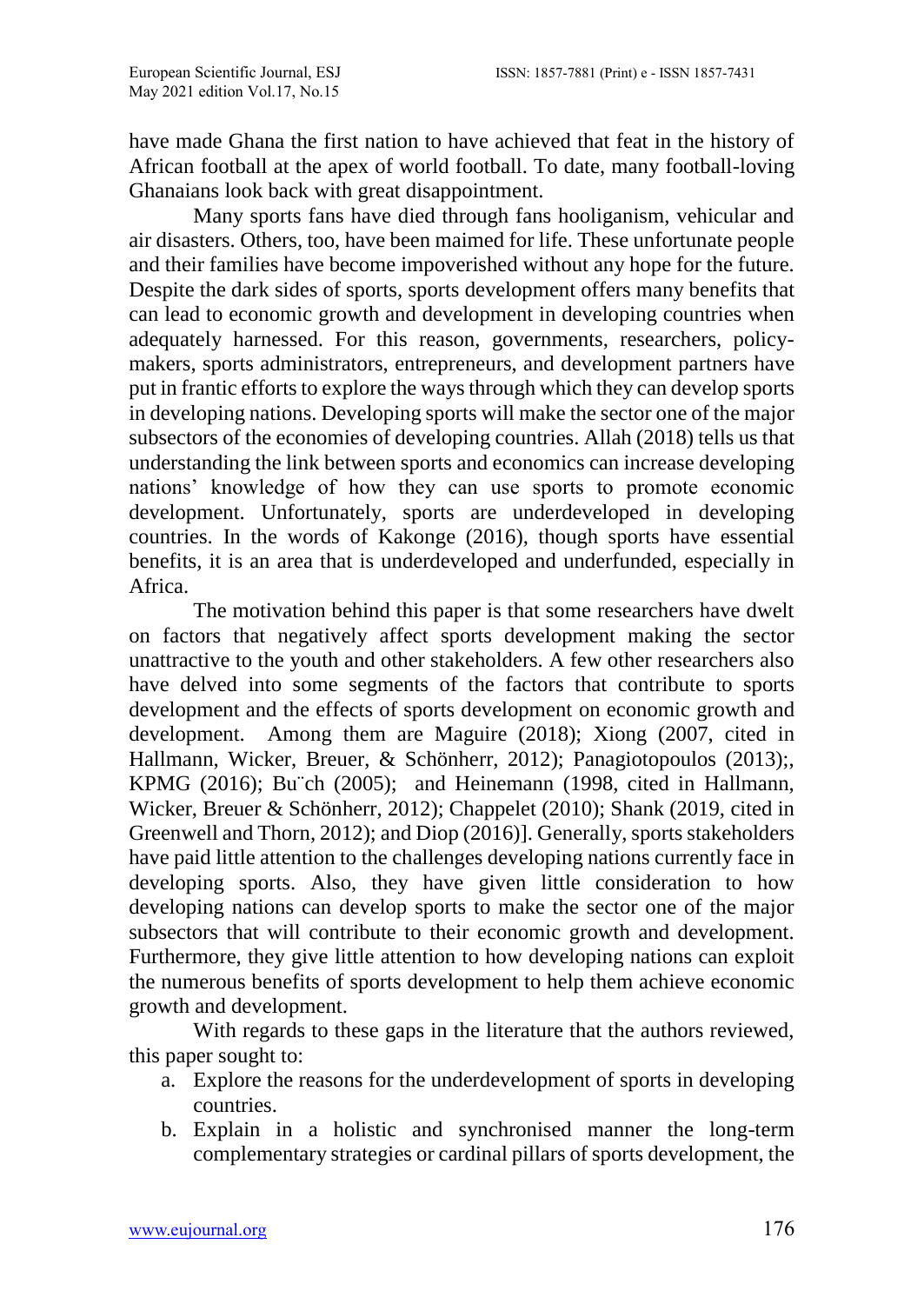have made Ghana the first nation to have achieved that feat in the history of African football at the apex of world football. To date, many football-loving Ghanaians look back with great disappointment.

Many sports fans have died through fans hooliganism, vehicular and air disasters. Others, too, have been maimed for life. These unfortunate people and their families have become impoverished without any hope for the future. Despite the dark sides of sports, sports development offers many benefits that can lead to economic growth and development in developing countries when adequately harnessed. For this reason, governments, researchers, policy-makers, sports administrators, entrepreneurs, and development partners have put in frantic efforts to explore the ways through which they can develop sports in developing nations. Developing sports will make the sector one of the major subsectors of the economies of developing countries. Allah (2018) tells us that understanding the link between sports and economics can increase developing nations' knowledge of how they can use sports to promote economic development. Unfortunately, sports are underdeveloped in developing countries. In the words of Kakonge (2016), though sports have essential benefits, it is an area that is underdeveloped and underfunded, especially in Africa.

The motivation behind this paper is that some researchers have dwelt on factors that negatively affect sports development making the sector unattractive to the youth and other stakeholders. A few other researchers also have delved into some segments of the factors that contribute to sports development and the effects of sports development on economic growth and development. Among them are Maguire (2018); Xiong (2007, cited in Hallmann, Wicker, Breuer, & Schönherr, 2012); Panagiotopoulos (2013);, KPMG (2016); Bu¨ch (2005); and Heinemann (1998, cited in Hallmann, Wicker, Breuer & Schönherr, 2012); Chappelet (2010); Shank (2019, cited in Greenwell and Thorn, 2012); and Diop (2016)]. Generally, sports stakeholders have paid little attention to the challenges developing nations currently face in developing sports. Also, they have given little consideration to how developing nations can develop sports to make the sector one of the major subsectors that will contribute to their economic growth and development. Furthermore, they give little attention to how developing nations can exploit the numerous benefits of sports development to help them achieve economic growth and development.

With regards to these gaps in the literature that the authors reviewed, this paper sought to:

a. Explore the reasons for the underdevelopment of sports in developing countries.
b. Explain in a holistic and synchronised manner the long-term complementary strategies or cardinal pillars of sports development, the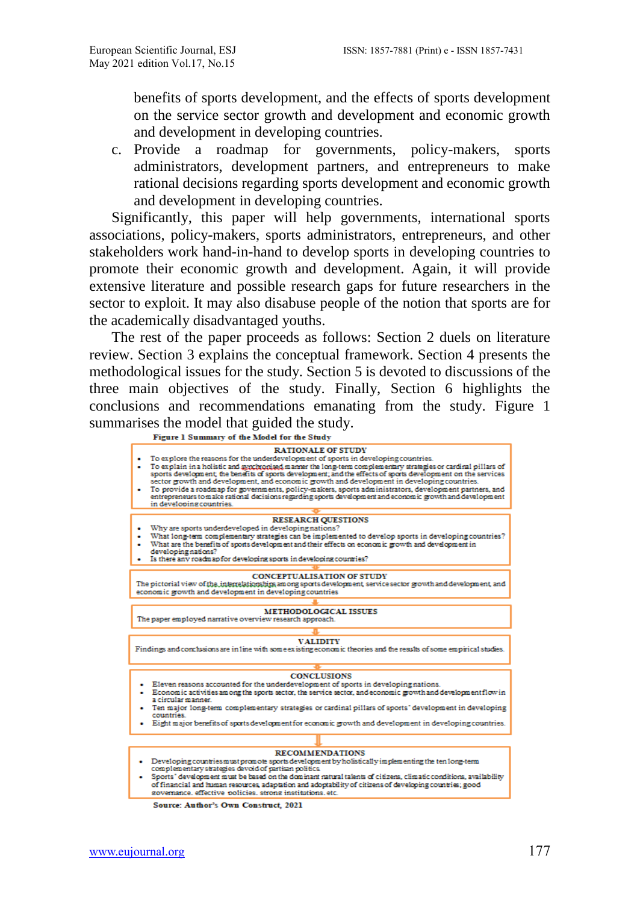benefits of sports development, and the effects of sports development on the service sector growth and development and economic growth and development in developing countries.

c. Provide a roadmap for governments, policy-makers, sports administrators, development partners, and entrepreneurs to make rational decisions regarding sports development and economic growth and development in developing countries.

Significantly, this paper will help governments, international sports associations, policy-makers, sports administrators, entrepreneurs, and other stakeholders work hand-in-hand to develop sports in developing countries to promote their economic growth and development. Again, it will provide extensive literature and possible research gaps for future researchers in the sector to exploit. It may also disabuse people of the notion that sports are for the academically disadvantaged youths.

The rest of the paper proceeds as follows: Section 2 duels on literature review. Section 3 explains the conceptual framework. Section 4 presents the methodological issues for the study. Section 5 is devoted to discussions of the three main objectives of the study. Finally, Section 6 highlights the conclusions and recommendations emanating from the study. Figure 1 summarises the model that guided the study.

**Figure 1 Summary of the Model for the Study**

**RATIONALE OF STUDY**
- To explore the reasons for the underdevelopment of sports in developing countries.
- To explain in a holistic and synchronised manner the long-term complementary strategies or cardinal pillars of sports development; the benefits of sports development; and the effects of sports development on the services sector growth and development, and economic growth and development in developing countries.
- To provide a roadmap for governments, policy-makers, sports administrators, development partners, and entrepreneurs to make rational decisions regarding sports development and economic growth and development in developing countries.

**RESEARCH QUESTIONS**
- Why are sports underdeveloped in developing nations?
- What long-term complementary strategies can be implemented to develop sports in developing countries?
- What are the benefits of sports development and their effects on economic growth and development in developing nations?
- Is there any roadmap for developing sports in developing countries?

**CONCEPTUALISATION OF STUDY**
The pictorial view of the interrelationships among sports development, service sector growth and development, and economic growth and development in developing countries

**METHODOLOGICAL ISSUES**
The paper employed narrative overview research approach.

**VALIDITY**
Findings and conclusions are in line with some existing economic theories and the results of some empirical studies.

**CONCLUSIONS**
- Eleven reasons accounted for the underdevelopment of sports in developing nations.
- Economic activities among the sports sector, the service sector, and economic growth and development flow in a circular manner.
- Ten major long-term complementary strategies or cardinal pillars of sports' development in developing countries.
- Eight major benefits of sports development for economic growth and development in developing countries.

**RECOMMENDATIONS**
- Developing countries must promote sports development by holistically implementing the ten long-term complementary strategies devoid of partisan politics.
- Sports' development must be based on the dominant natural talents of citizens, climatic conditions, availability of financial and human resources, adaptation and adoptability of citizens of developing countries; good governance, effective policies, strong institutions, etc.

**Source: Author's Own Construct, 2021**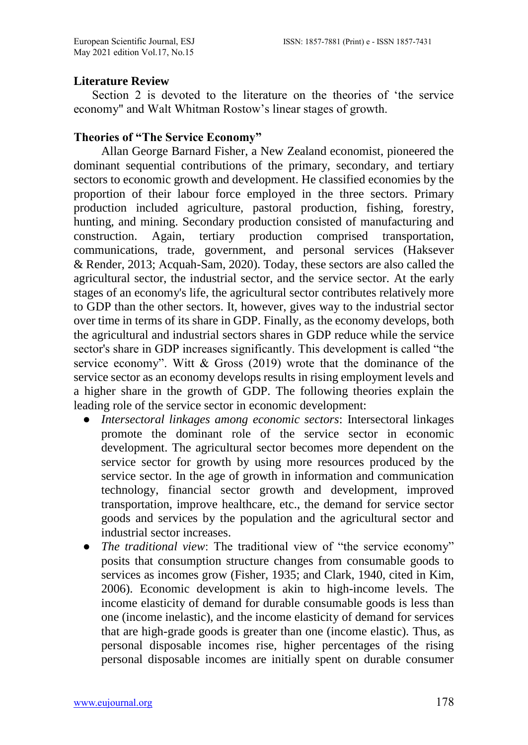## Literature Review

Section 2 is devoted to the literature on the theories of 'the service economy" and Walt Whitman Rostow's linear stages of growth.

### Theories of "The Service Economy"

Allan George Barnard Fisher, a New Zealand economist, pioneered the dominant sequential contributions of the primary, secondary, and tertiary sectors to economic growth and development. He classified economies by the proportion of their labour force employed in the three sectors. Primary production included agriculture, pastoral production, fishing, forestry, hunting, and mining. Secondary production consisted of manufacturing and construction. Again, tertiary production comprised transportation, communications, trade, government, and personal services (Haksever & Render, 2013; Acquah-Sam, 2020). Today, these sectors are also called the agricultural sector, the industrial sector, and the service sector. At the early stages of an economy's life, the agricultural sector contributes relatively more to GDP than the other sectors. It, however, gives way to the industrial sector over time in terms of its share in GDP. Finally, as the economy develops, both the agricultural and industrial sectors shares in GDP reduce while the service sector's share in GDP increases significantly. This development is called "the service economy". Witt & Gross (2019) wrote that the dominance of the service sector as an economy develops results in rising employment levels and a higher share in the growth of GDP. The following theories explain the leading role of the service sector in economic development:

- *Intersectoral linkages among economic sectors*: Intersectoral linkages promote the dominant role of the service sector in economic development. The agricultural sector becomes more dependent on the service sector for growth by using more resources produced by the service sector. In the age of growth in information and communication technology, financial sector growth and development, improved transportation, improve healthcare, etc., the demand for service sector goods and services by the population and the agricultural sector and industrial sector increases.
- *The traditional view*: The traditional view of "the service economy" posits that consumption structure changes from consumable goods to services as incomes grow (Fisher, 1935; and Clark, 1940, cited in Kim, 2006). Economic development is akin to high-income levels. The income elasticity of demand for durable consumable goods is less than one (income inelastic), and the income elasticity of demand for services that are high-grade goods is greater than one (income elastic). Thus, as personal disposable incomes rise, higher percentages of the rising personal disposable incomes are initially spent on durable consumer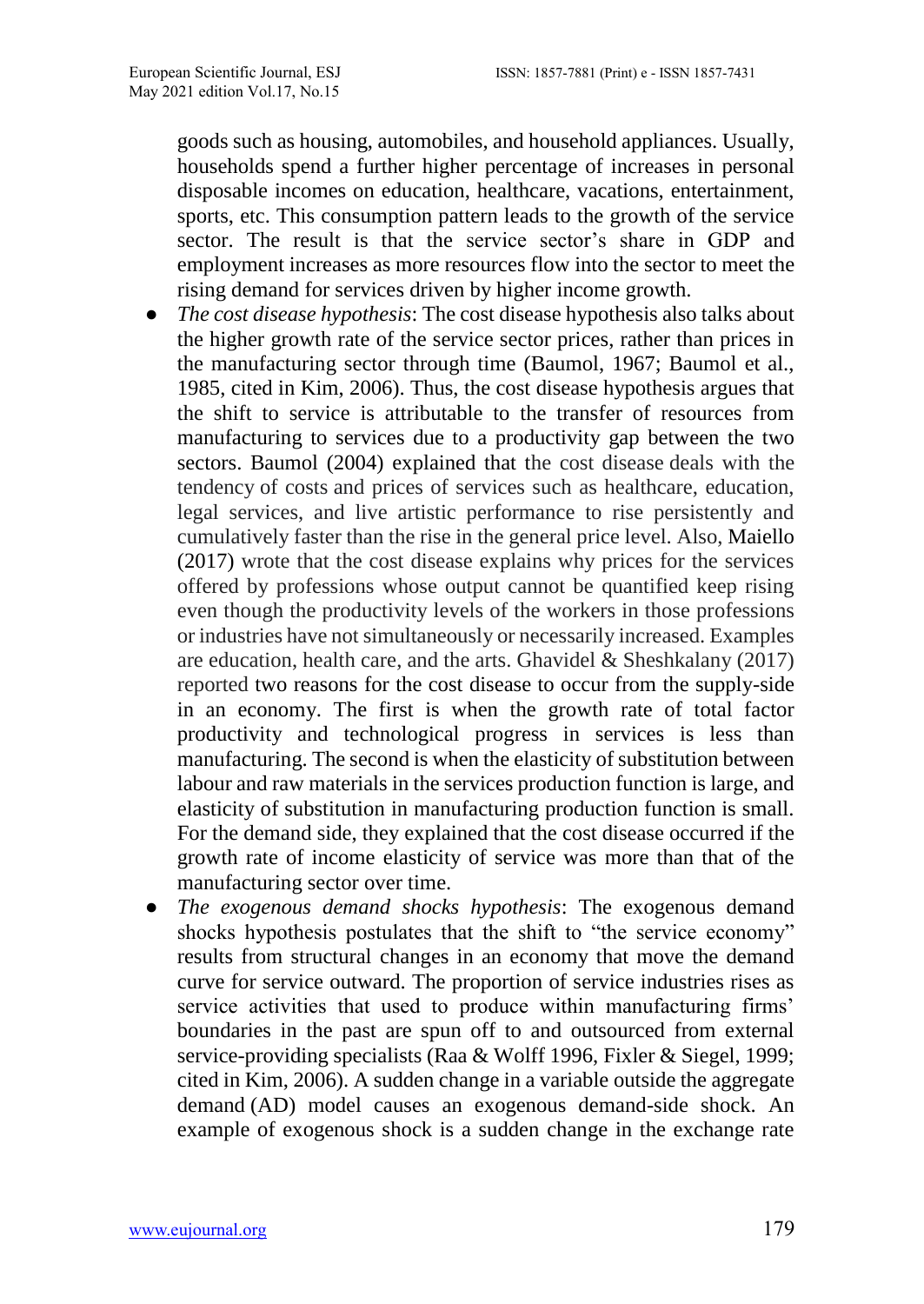goods such as housing, automobiles, and household appliances. Usually, households spend a further higher percentage of increases in personal disposable incomes on education, healthcare, vacations, entertainment, sports, etc. This consumption pattern leads to the growth of the service sector. The result is that the service sector's share in GDP and employment increases as more resources flow into the sector to meet the rising demand for services driven by higher income growth.

- *The cost disease hypothesis*: The cost disease hypothesis also talks about the higher growth rate of the service sector prices, rather than prices in the manufacturing sector through time (Baumol, 1967; Baumol et al., 1985, cited in Kim, 2006). Thus, the cost disease hypothesis argues that the shift to service is attributable to the transfer of resources from manufacturing to services due to a productivity gap between the two sectors. Baumol (2004) explained that the cost disease deals with the tendency of costs and prices of services such as healthcare, education, legal services, and live artistic performance to rise persistently and cumulatively faster than the rise in the general price level. Also, Maiello (2017) wrote that the cost disease explains why prices for the services offered by professions whose output cannot be quantified keep rising even though the productivity levels of the workers in those professions or industries have not simultaneously or necessarily increased. Examples are education, health care, and the arts. Ghavidel & Sheshkalany (2017) reported two reasons for the cost disease to occur from the supply-side in an economy. The first is when the growth rate of total factor productivity and technological progress in services is less than manufacturing. The second is when the elasticity of substitution between labour and raw materials in the services production function is large, and elasticity of substitution in manufacturing production function is small. For the demand side, they explained that the cost disease occurred if the growth rate of income elasticity of service was more than that of the manufacturing sector over time.
- *The exogenous demand shocks hypothesis*: The exogenous demand shocks hypothesis postulates that the shift to "the service economy" results from structural changes in an economy that move the demand curve for service outward. The proportion of service industries rises as service activities that used to produce within manufacturing firms' boundaries in the past are spun off to and outsourced from external service-providing specialists (Raa & Wolff 1996, Fixler & Siegel, 1999; cited in Kim, 2006). A sudden change in a variable outside the aggregate demand (AD) model causes an exogenous demand-side shock. An example of exogenous shock is a sudden change in the exchange rate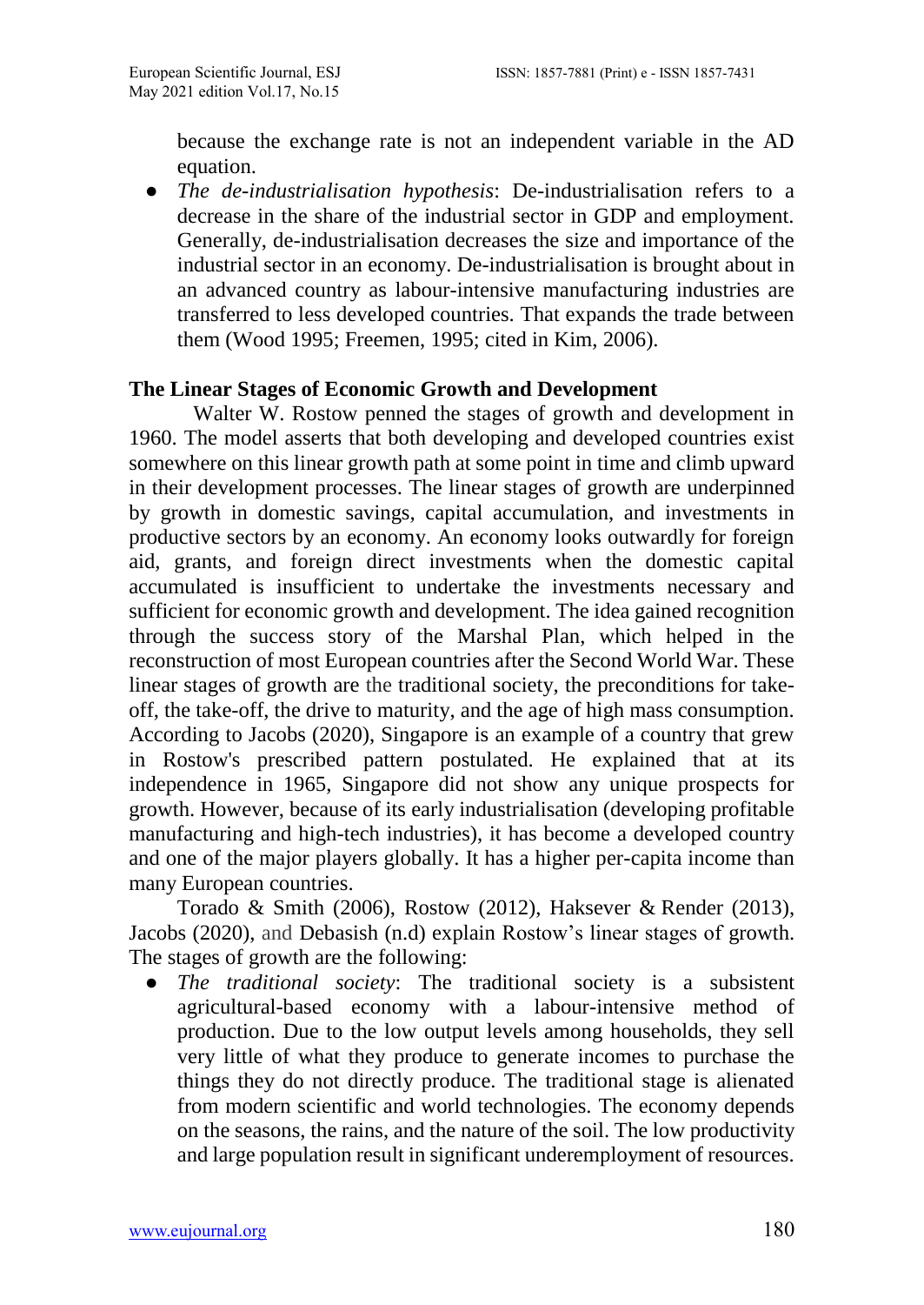because the exchange rate is not an independent variable in the AD equation.

- *The de-industrialisation hypothesis*: De-industrialisation refers to a decrease in the share of the industrial sector in GDP and employment. Generally, de-industrialisation decreases the size and importance of the industrial sector in an economy. De-industrialisation is brought about in an advanced country as labour-intensive manufacturing industries are transferred to less developed countries. That expands the trade between them (Wood 1995; Freemen, 1995; cited in Kim, 2006).

**The Linear Stages of Economic Growth and Development**

Walter W. Rostow penned the stages of growth and development in 1960. The model asserts that both developing and developed countries exist somewhere on this linear growth path at some point in time and climb upward in their development processes. The linear stages of growth are underpinned by growth in domestic savings, capital accumulation, and investments in productive sectors by an economy. An economy looks outwardly for foreign aid, grants, and foreign direct investments when the domestic capital accumulated is insufficient to undertake the investments necessary and sufficient for economic growth and development. The idea gained recognition through the success story of the Marshal Plan, which helped in the reconstruction of most European countries after the Second World War. These linear stages of growth are the traditional society, the preconditions for take-off, the take-off, the drive to maturity, and the age of high mass consumption. According to Jacobs (2020), Singapore is an example of a country that grew in Rostow's prescribed pattern postulated. He explained that at its independence in 1965, Singapore did not show any unique prospects for growth. However, because of its early industrialisation (developing profitable manufacturing and high-tech industries), it has become a developed country and one of the major players globally. It has a higher per-capita income than many European countries.

Torado & Smith (2006), Rostow (2012), Haksever & Render (2013), Jacobs (2020), and Debasish (n.d) explain Rostow's linear stages of growth. The stages of growth are the following:

- *The traditional society*: The traditional society is a subsistent agricultural-based economy with a labour-intensive method of production. Due to the low output levels among households, they sell very little of what they produce to generate incomes to purchase the things they do not directly produce. The traditional stage is alienated from modern scientific and world technologies. The economy depends on the seasons, the rains, and the nature of the soil. The low productivity and large population result in significant underemployment of resources.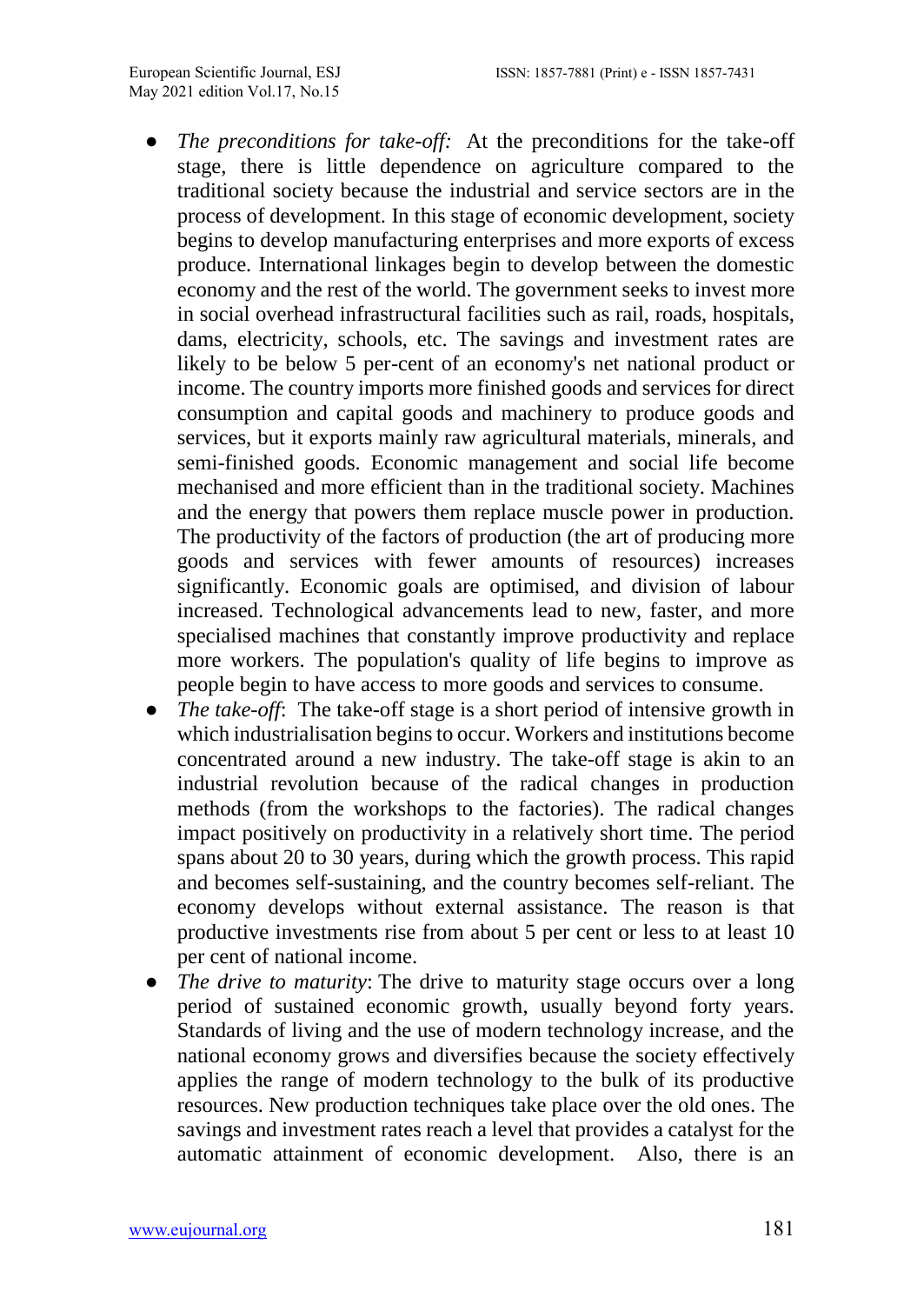- *The preconditions for take-off:* At the preconditions for the take-off stage, there is little dependence on agriculture compared to the traditional society because the industrial and service sectors are in the process of development. In this stage of economic development, society begins to develop manufacturing enterprises and more exports of excess produce. International linkages begin to develop between the domestic economy and the rest of the world. The government seeks to invest more in social overhead infrastructural facilities such as rail, roads, hospitals, dams, electricity, schools, etc. The savings and investment rates are likely to be below 5 per-cent of an economy's net national product or income. The country imports more finished goods and services for direct consumption and capital goods and machinery to produce goods and services, but it exports mainly raw agricultural materials, minerals, and semi-finished goods. Economic management and social life become mechanised and more efficient than in the traditional society. Machines and the energy that powers them replace muscle power in production. The productivity of the factors of production (the art of producing more goods and services with fewer amounts of resources) increases significantly. Economic goals are optimised, and division of labour increased. Technological advancements lead to new, faster, and more specialised machines that constantly improve productivity and replace more workers. The population's quality of life begins to improve as people begin to have access to more goods and services to consume.
- *The take-off*: The take-off stage is a short period of intensive growth in which industrialisation begins to occur. Workers and institutions become concentrated around a new industry. The take-off stage is akin to an industrial revolution because of the radical changes in production methods (from the workshops to the factories). The radical changes impact positively on productivity in a relatively short time. The period spans about 20 to 30 years, during which the growth process. This rapid and becomes self-sustaining, and the country becomes self-reliant. The economy develops without external assistance. The reason is that productive investments rise from about 5 per cent or less to at least 10 per cent of national income.
- *The drive to maturity*: The drive to maturity stage occurs over a long period of sustained economic growth, usually beyond forty years. Standards of living and the use of modern technology increase, and the national economy grows and diversifies because the society effectively applies the range of modern technology to the bulk of its productive resources. New production techniques take place over the old ones. The savings and investment rates reach a level that provides a catalyst for the automatic attainment of economic development. Also, there is an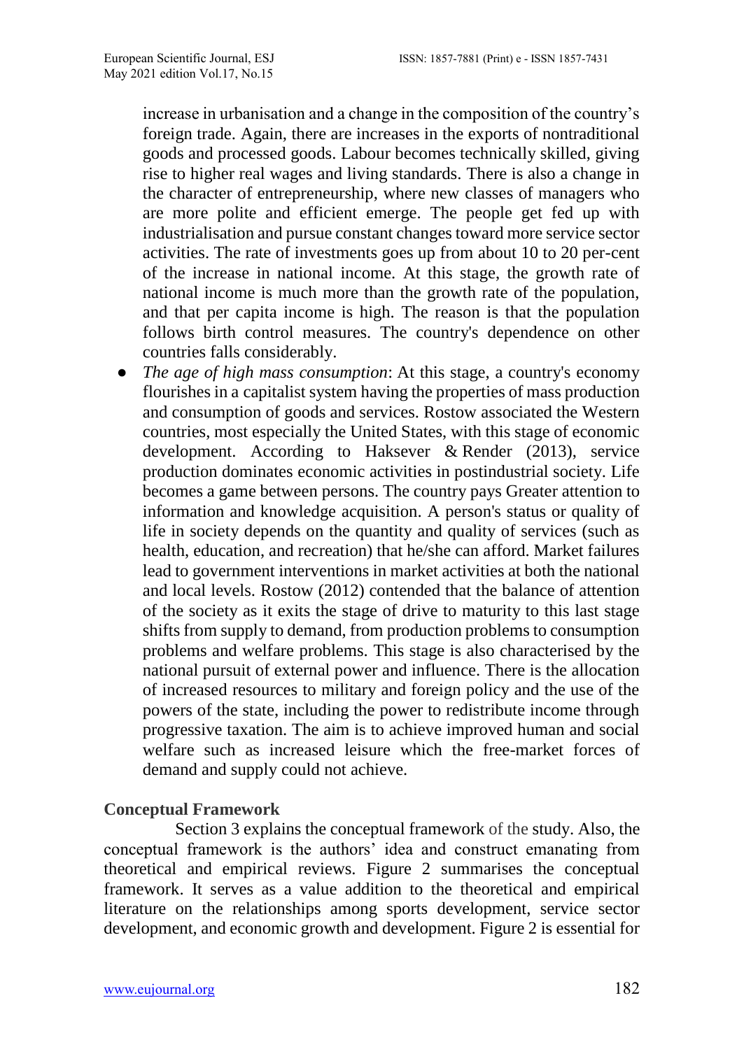increase in urbanisation and a change in the composition of the country's foreign trade. Again, there are increases in the exports of nontraditional goods and processed goods. Labour becomes technically skilled, giving rise to higher real wages and living standards. There is also a change in the character of entrepreneurship, where new classes of managers who are more polite and efficient emerge. The people get fed up with industrialisation and pursue constant changes toward more service sector activities. The rate of investments goes up from about 10 to 20 per-cent of the increase in national income. At this stage, the growth rate of national income is much more than the growth rate of the population, and that per capita income is high. The reason is that the population follows birth control measures. The country's dependence on other countries falls considerably.

- *The age of high mass consumption*: At this stage, a country's economy flourishes in a capitalist system having the properties of mass production and consumption of goods and services. Rostow associated the Western countries, most especially the United States, with this stage of economic development. According to Haksever & Render (2013), service production dominates economic activities in postindustrial society. Life becomes a game between persons. The country pays Greater attention to information and knowledge acquisition. A person's status or quality of life in society depends on the quantity and quality of services (such as health, education, and recreation) that he/she can afford. Market failures lead to government interventions in market activities at both the national and local levels. Rostow (2012) contended that the balance of attention of the society as it exits the stage of drive to maturity to this last stage shifts from supply to demand, from production problems to consumption problems and welfare problems. This stage is also characterised by the national pursuit of external power and influence. There is the allocation of increased resources to military and foreign policy and the use of the powers of the state, including the power to redistribute income through progressive taxation. The aim is to achieve improved human and social welfare such as increased leisure which the free-market forces of demand and supply could not achieve.

**Conceptual Framework**

Section 3 explains the conceptual framework of the study. Also, the conceptual framework is the authors' idea and construct emanating from theoretical and empirical reviews. Figure 2 summarises the conceptual framework. It serves as a value addition to the theoretical and empirical literature on the relationships among sports development, service sector development, and economic growth and development. Figure 2 is essential for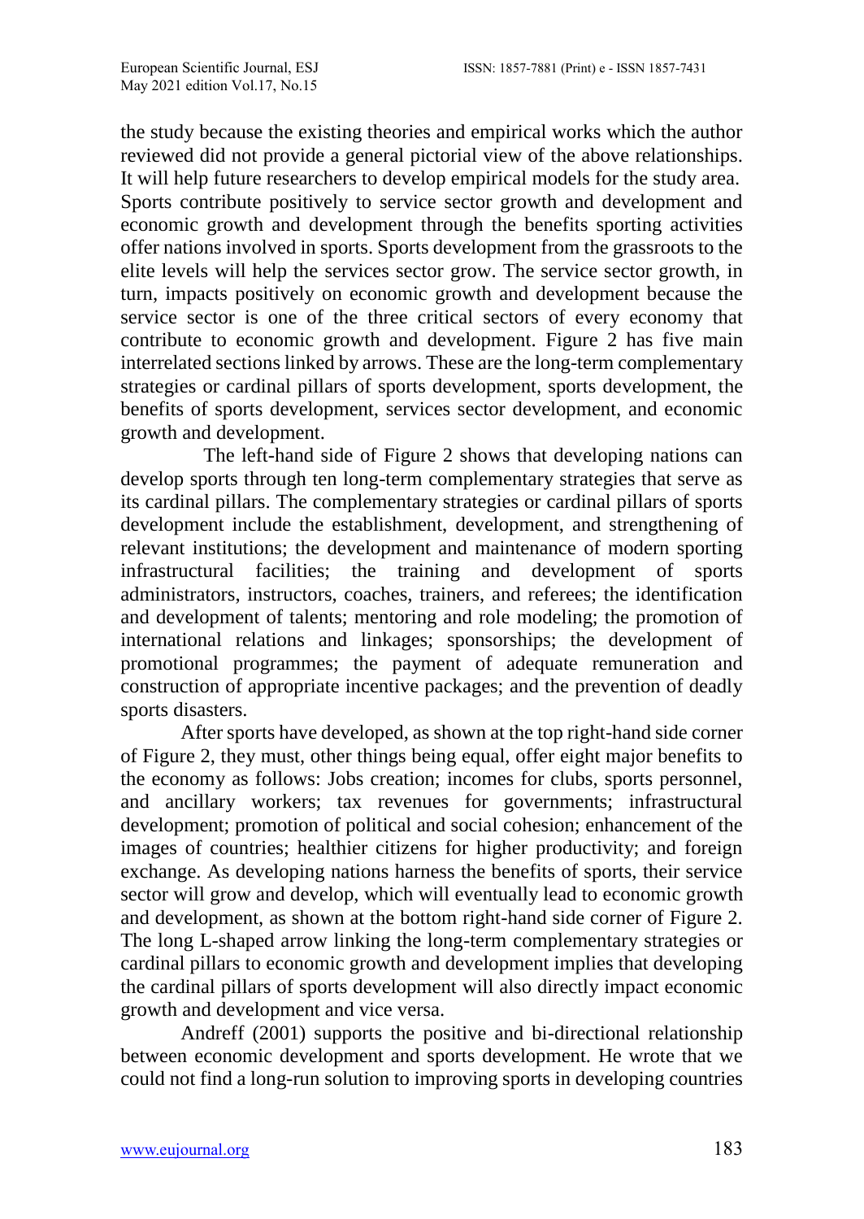the study because the existing theories and empirical works which the author reviewed did not provide a general pictorial view of the above relationships. It will help future researchers to develop empirical models for the study area. Sports contribute positively to service sector growth and development and economic growth and development through the benefits sporting activities offer nations involved in sports. Sports development from the grassroots to the elite levels will help the services sector grow. The service sector growth, in turn, impacts positively on economic growth and development because the service sector is one of the three critical sectors of every economy that contribute to economic growth and development. Figure 2 has five main interrelated sections linked by arrows. These are the long-term complementary strategies or cardinal pillars of sports development, sports development, the benefits of sports development, services sector development, and economic growth and development.

The left-hand side of Figure 2 shows that developing nations can develop sports through ten long-term complementary strategies that serve as its cardinal pillars. The complementary strategies or cardinal pillars of sports development include the establishment, development, and strengthening of relevant institutions; the development and maintenance of modern sporting infrastructural facilities; the training and development of sports administrators, instructors, coaches, trainers, and referees; the identification and development of talents; mentoring and role modeling; the promotion of international relations and linkages; sponsorships; the development of promotional programmes; the payment of adequate remuneration and construction of appropriate incentive packages; and the prevention of deadly sports disasters.

After sports have developed, as shown at the top right-hand side corner of Figure 2, they must, other things being equal, offer eight major benefits to the economy as follows: Jobs creation; incomes for clubs, sports personnel, and ancillary workers; tax revenues for governments; infrastructural development; promotion of political and social cohesion; enhancement of the images of countries; healthier citizens for higher productivity; and foreign exchange. As developing nations harness the benefits of sports, their service sector will grow and develop, which will eventually lead to economic growth and development, as shown at the bottom right-hand side corner of Figure 2. The long L-shaped arrow linking the long-term complementary strategies or cardinal pillars to economic growth and development implies that developing the cardinal pillars of sports development will also directly impact economic growth and development and vice versa.

Andreff (2001) supports the positive and bi-directional relationship between economic development and sports development. He wrote that we could not find a long-run solution to improving sports in developing countries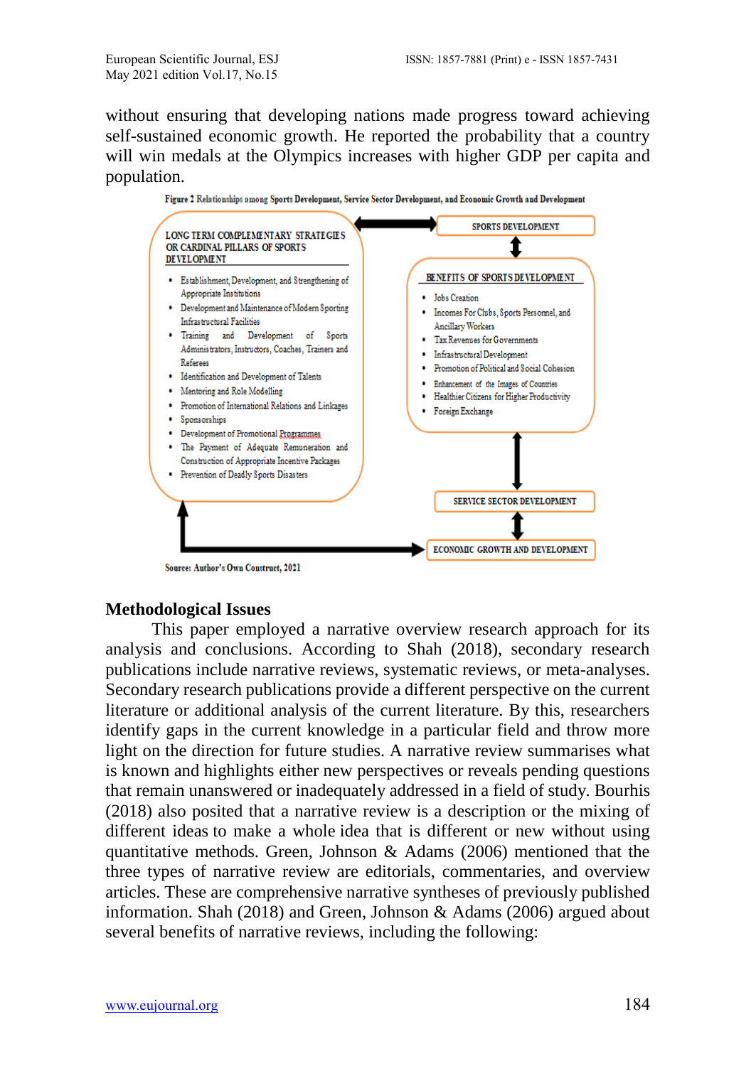without ensuring that developing nations made progress toward achieving self-sustained economic growth. He reported the probability that a country will win medals at the Olympics increases with higher GDP per capita and population.

**Figure 2 Relationships among Sports Development, Service Sector Development, and Economic Growth and Development**

LONG TERM COMPLEMENTARY STRATEGIES OR CARDINAL PILLARS OF SPORTS DEVELOPMENT

- Establishment, Development, and Strengthening of Appropriate Institutions
- Development and Maintenance of Modern Sporting Infrastructural Facilities
- Training and Development of Sports Administrators, Instructors, Coaches, Trainers and Referees
- Identification and Development of Talents
- Mentoring and Role Modelling
- Promotion of International Relations and Linkages
- Sponsorships
- Development of Promotional Programmes
- The Payment of Adequate Remuneration and Construction of Appropriate Incentive Packages
- Prevention of Deadly Sports Disasters

SPORTS DEVELOPMENT

BENEFITS OF SPORTS DEVELOPMENT

- Jobs Creation
- Incomes For Clubs, Sports Personnel, and Ancillary Workers
- Tax Revenues for Governments
- Infrastructural Development
- Promotion of Political and Social Cohesion
- Enhancement of the Images of Countries
- Healthier Citizens for Higher Productivity
- Foreign Exchange

SERVICE SECTOR DEVELOPMENT

ECONOMIC GROWTH AND DEVELOPMENT

**Source: Author's Own Construct, 2021**

## Methodological Issues

This paper employed a narrative overview research approach for its analysis and conclusions. According to Shah (2018), secondary research publications include narrative reviews, systematic reviews, or meta-analyses. Secondary research publications provide a different perspective on the current literature or additional analysis of the current literature. By this, researchers identify gaps in the current knowledge in a particular field and throw more light on the direction for future studies. A narrative review summarises what is known and highlights either new perspectives or reveals pending questions that remain unanswered or inadequately addressed in a field of study. Bourhis (2018) also posited that a narrative review is a description or the mixing of different ideas to make a whole idea that is different or new without using quantitative methods. Green, Johnson & Adams (2006) mentioned that the three types of narrative review are editorials, commentaries, and overview articles. These are comprehensive narrative syntheses of previously published information. Shah (2018) and Green, Johnson & Adams (2006) argued about several benefits of narrative reviews, including the following: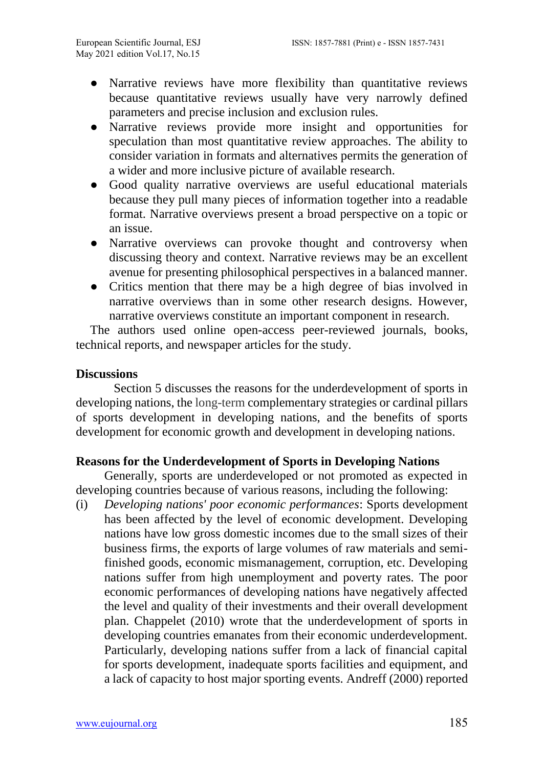- Narrative reviews have more flexibility than quantitative reviews because quantitative reviews usually have very narrowly defined parameters and precise inclusion and exclusion rules.
- Narrative reviews provide more insight and opportunities for speculation than most quantitative review approaches. The ability to consider variation in formats and alternatives permits the generation of a wider and more inclusive picture of available research.
- Good quality narrative overviews are useful educational materials because they pull many pieces of information together into a readable format. Narrative overviews present a broad perspective on a topic or an issue.
- Narrative overviews can provoke thought and controversy when discussing theory and context. Narrative reviews may be an excellent avenue for presenting philosophical perspectives in a balanced manner.
- Critics mention that there may be a high degree of bias involved in narrative overviews than in some other research designs. However, narrative overviews constitute an important component in research.

The authors used online open-access peer-reviewed journals, books, technical reports, and newspaper articles for the study.

## Discussions

Section 5 discusses the reasons for the underdevelopment of sports in developing nations, the long-term complementary strategies or cardinal pillars of sports development in developing nations, and the benefits of sports development for economic growth and development in developing nations.

### Reasons for the Underdevelopment of Sports in Developing Nations

Generally, sports are underdeveloped or not promoted as expected in developing countries because of various reasons, including the following:

(i) *Developing nations' poor economic performances*: Sports development has been affected by the level of economic development. Developing nations have low gross domestic incomes due to the small sizes of their business firms, the exports of large volumes of raw materials and semi-finished goods, economic mismanagement, corruption, etc. Developing nations suffer from high unemployment and poverty rates. The poor economic performances of developing nations have negatively affected the level and quality of their investments and their overall development plan. Chappelet (2010) wrote that the underdevelopment of sports in developing countries emanates from their economic underdevelopment. Particularly, developing nations suffer from a lack of financial capital for sports development, inadequate sports facilities and equipment, and a lack of capacity to host major sporting events. Andreff (2000) reported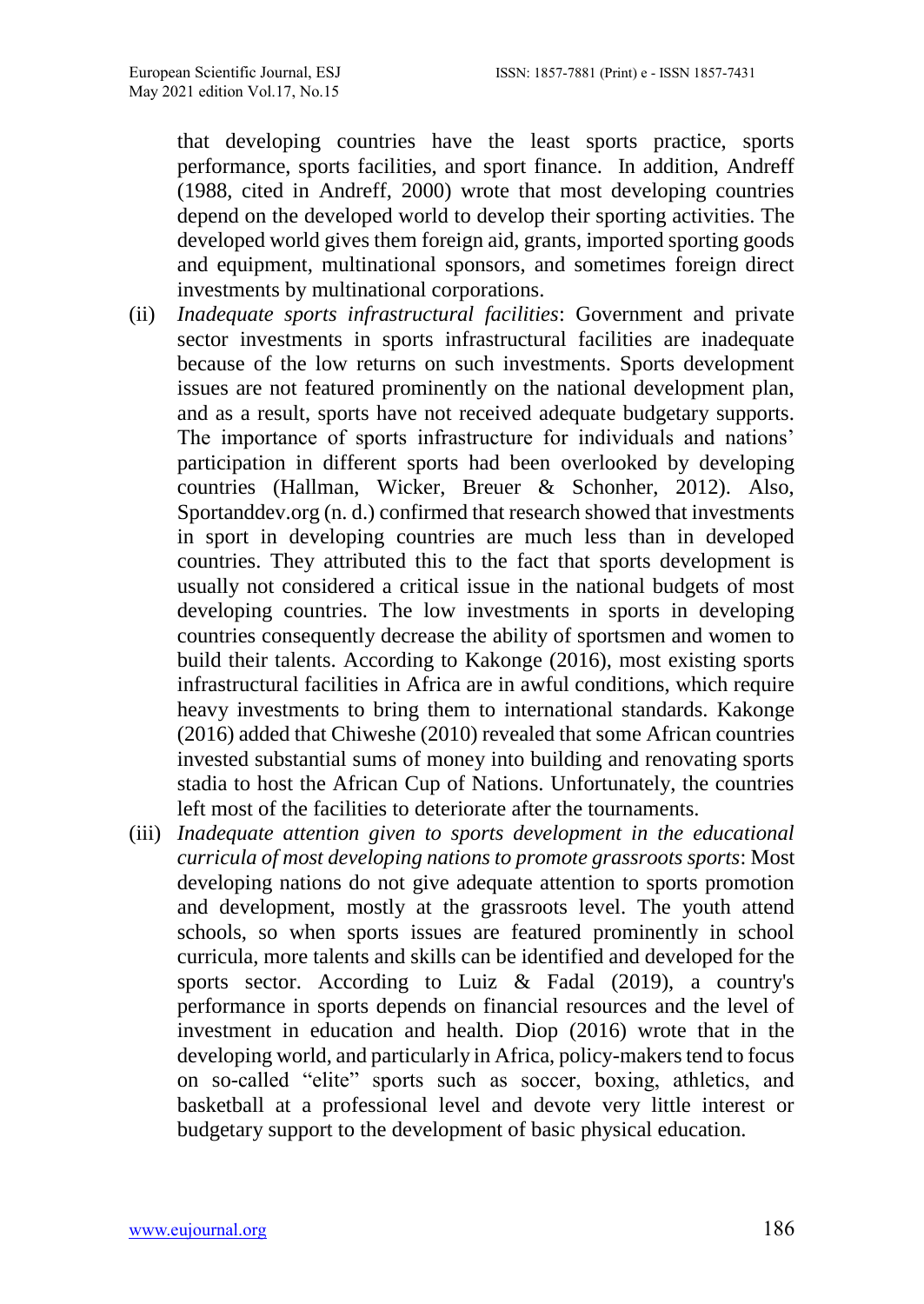that developing countries have the least sports practice, sports performance, sports facilities, and sport finance. In addition, Andreff (1988, cited in Andreff, 2000) wrote that most developing countries depend on the developed world to develop their sporting activities. The developed world gives them foreign aid, grants, imported sporting goods and equipment, multinational sponsors, and sometimes foreign direct investments by multinational corporations.

(ii) *Inadequate sports infrastructural facilities*: Government and private sector investments in sports infrastructural facilities are inadequate because of the low returns on such investments. Sports development issues are not featured prominently on the national development plan, and as a result, sports have not received adequate budgetary supports. The importance of sports infrastructure for individuals and nations' participation in different sports had been overlooked by developing countries (Hallman, Wicker, Breuer & Schonher, 2012). Also, Sportanddev.org (n. d.) confirmed that research showed that investments in sport in developing countries are much less than in developed countries. They attributed this to the fact that sports development is usually not considered a critical issue in the national budgets of most developing countries. The low investments in sports in developing countries consequently decrease the ability of sportsmen and women to build their talents. According to Kakonge (2016), most existing sports infrastructural facilities in Africa are in awful conditions, which require heavy investments to bring them to international standards. Kakonge (2016) added that Chiweshe (2010) revealed that some African countries invested substantial sums of money into building and renovating sports stadia to host the African Cup of Nations. Unfortunately, the countries left most of the facilities to deteriorate after the tournaments.

(iii) *Inadequate attention given to sports development in the educational curricula of most developing nations to promote grassroots sports*: Most developing nations do not give adequate attention to sports promotion and development, mostly at the grassroots level. The youth attend schools, so when sports issues are featured prominently in school curricula, more talents and skills can be identified and developed for the sports sector. According to Luiz & Fadal (2019), a country's performance in sports depends on financial resources and the level of investment in education and health. Diop (2016) wrote that in the developing world, and particularly in Africa, policy-makers tend to focus on so-called "elite" sports such as soccer, boxing, athletics, and basketball at a professional level and devote very little interest or budgetary support to the development of basic physical education.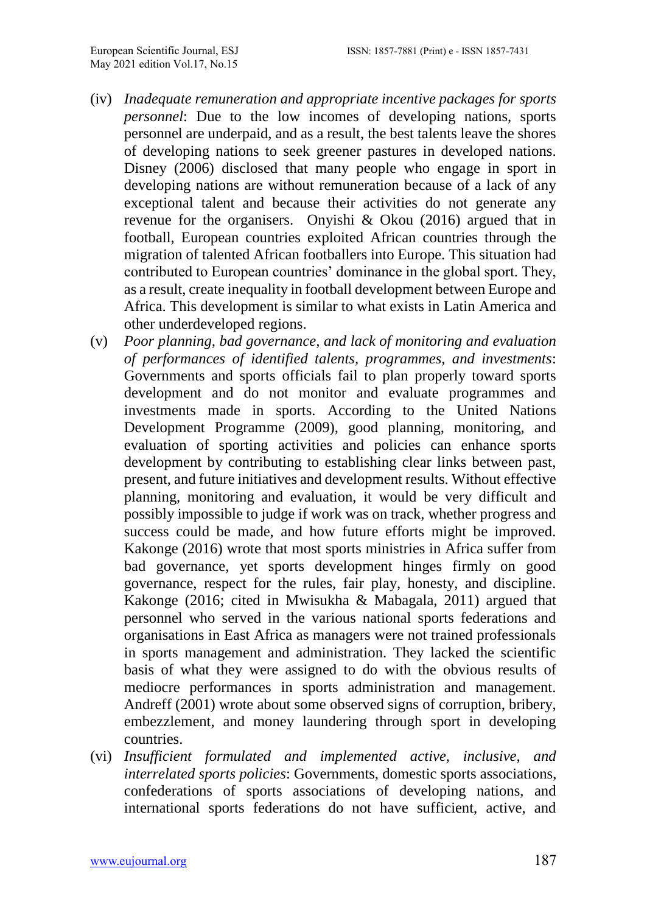(iv) *Inadequate remuneration and appropriate incentive packages for sports personnel*: Due to the low incomes of developing nations, sports personnel are underpaid, and as a result, the best talents leave the shores of developing nations to seek greener pastures in developed nations. Disney (2006) disclosed that many people who engage in sport in developing nations are without remuneration because of a lack of any exceptional talent and because their activities do not generate any revenue for the organisers. Onyishi & Okou (2016) argued that in football, European countries exploited African countries through the migration of talented African footballers into Europe. This situation had contributed to European countries' dominance in the global sport. They, as a result, create inequality in football development between Europe and Africa. This development is similar to what exists in Latin America and other underdeveloped regions.

(v) *Poor planning, bad governance, and lack of monitoring and evaluation of performances of identified talents, programmes, and investments*: Governments and sports officials fail to plan properly toward sports development and do not monitor and evaluate programmes and investments made in sports. According to the United Nations Development Programme (2009), good planning, monitoring, and evaluation of sporting activities and policies can enhance sports development by contributing to establishing clear links between past, present, and future initiatives and development results. Without effective planning, monitoring and evaluation, it would be very difficult and possibly impossible to judge if work was on track, whether progress and success could be made, and how future efforts might be improved. Kakonge (2016) wrote that most sports ministries in Africa suffer from bad governance, yet sports development hinges firmly on good governance, respect for the rules, fair play, honesty, and discipline. Kakonge (2016; cited in Mwisukha & Mabagala, 2011) argued that personnel who served in the various national sports federations and organisations in East Africa as managers were not trained professionals in sports management and administration. They lacked the scientific basis of what they were assigned to do with the obvious results of mediocre performances in sports administration and management. Andreff (2001) wrote about some observed signs of corruption, bribery, embezzlement, and money laundering through sport in developing countries.

(vi) *Insufficient formulated and implemented active, inclusive, and interrelated sports policies*: Governments, domestic sports associations, confederations of sports associations of developing nations, and international sports federations do not have sufficient, active, and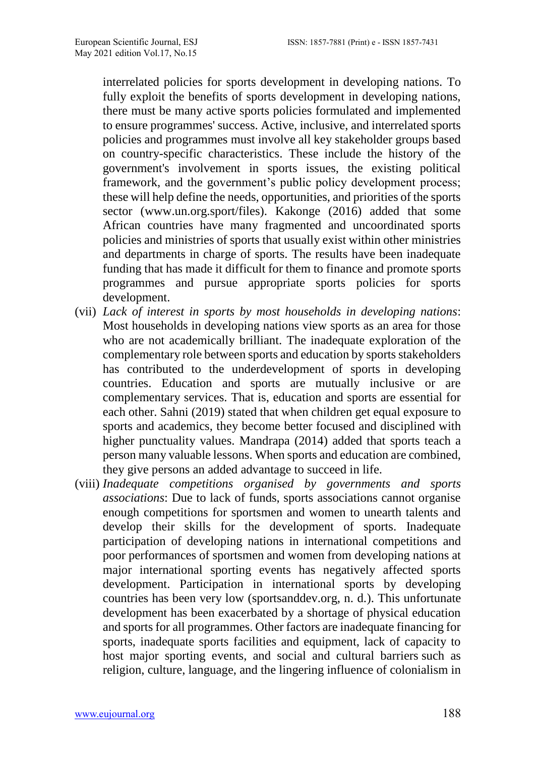interrelated policies for sports development in developing nations. To fully exploit the benefits of sports development in developing nations, there must be many active sports policies formulated and implemented to ensure programmes' success. Active, inclusive, and interrelated sports policies and programmes must involve all key stakeholder groups based on country-specific characteristics. These include the history of the government's involvement in sports issues, the existing political framework, and the government's public policy development process; these will help define the needs, opportunities, and priorities of the sports sector (www.un.org.sport/files). Kakonge (2016) added that some African countries have many fragmented and uncoordinated sports policies and ministries of sports that usually exist within other ministries and departments in charge of sports. The results have been inadequate funding that has made it difficult for them to finance and promote sports programmes and pursue appropriate sports policies for sports development.

(vii) *Lack of interest in sports by most households in developing nations*: Most households in developing nations view sports as an area for those who are not academically brilliant. The inadequate exploration of the complementary role between sports and education by sports stakeholders has contributed to the underdevelopment of sports in developing countries. Education and sports are mutually inclusive or are complementary services. That is, education and sports are essential for each other. Sahni (2019) stated that when children get equal exposure to sports and academics, they become better focused and disciplined with higher punctuality values. Mandrapa (2014) added that sports teach a person many valuable lessons. When sports and education are combined, they give persons an added advantage to succeed in life.

(viii) *Inadequate competitions organised by governments and sports associations*: Due to lack of funds, sports associations cannot organise enough competitions for sportsmen and women to unearth talents and develop their skills for the development of sports. Inadequate participation of developing nations in international competitions and poor performances of sportsmen and women from developing nations at major international sporting events has negatively affected sports development. Participation in international sports by developing countries has been very low (sportsanddev.org, n. d.). This unfortunate development has been exacerbated by a shortage of physical education and sports for all programmes. Other factors are inadequate financing for sports, inadequate sports facilities and equipment, lack of capacity to host major sporting events, and social and cultural barriers such as religion, culture, language, and the lingering influence of colonialism in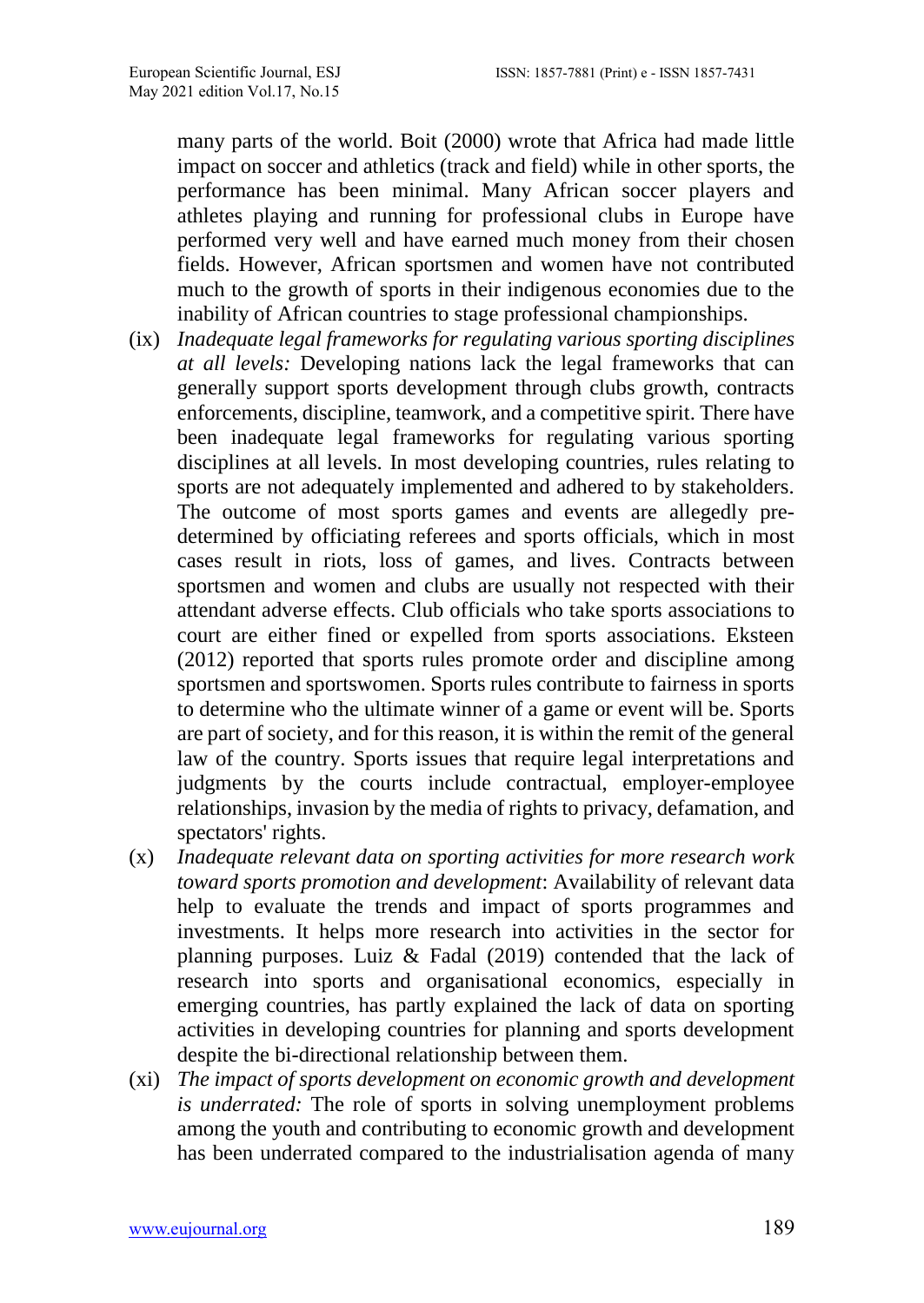many parts of the world. Boit (2000) wrote that Africa had made little impact on soccer and athletics (track and field) while in other sports, the performance has been minimal. Many African soccer players and athletes playing and running for professional clubs in Europe have performed very well and have earned much money from their chosen fields. However, African sportsmen and women have not contributed much to the growth of sports in their indigenous economies due to the inability of African countries to stage professional championships.

(ix) *Inadequate legal frameworks for regulating various sporting disciplines at all levels:* Developing nations lack the legal frameworks that can generally support sports development through clubs growth, contracts enforcements, discipline, teamwork, and a competitive spirit. There have been inadequate legal frameworks for regulating various sporting disciplines at all levels. In most developing countries, rules relating to sports are not adequately implemented and adhered to by stakeholders. The outcome of most sports games and events are allegedly pre-determined by officiating referees and sports officials, which in most cases result in riots, loss of games, and lives. Contracts between sportsmen and women and clubs are usually not respected with their attendant adverse effects. Club officials who take sports associations to court are either fined or expelled from sports associations. Eksteen (2012) reported that sports rules promote order and discipline among sportsmen and sportswomen. Sports rules contribute to fairness in sports to determine who the ultimate winner of a game or event will be. Sports are part of society, and for this reason, it is within the remit of the general law of the country. Sports issues that require legal interpretations and judgments by the courts include contractual, employer-employee relationships, invasion by the media of rights to privacy, defamation, and spectators' rights.

(x) *Inadequate relevant data on sporting activities for more research work toward sports promotion and development*: Availability of relevant data help to evaluate the trends and impact of sports programmes and investments. It helps more research into activities in the sector for planning purposes. Luiz & Fadal (2019) contended that the lack of research into sports and organisational economics, especially in emerging countries, has partly explained the lack of data on sporting activities in developing countries for planning and sports development despite the bi-directional relationship between them.

(xi) *The impact of sports development on economic growth and development is underrated:* The role of sports in solving unemployment problems among the youth and contributing to economic growth and development has been underrated compared to the industrialisation agenda of many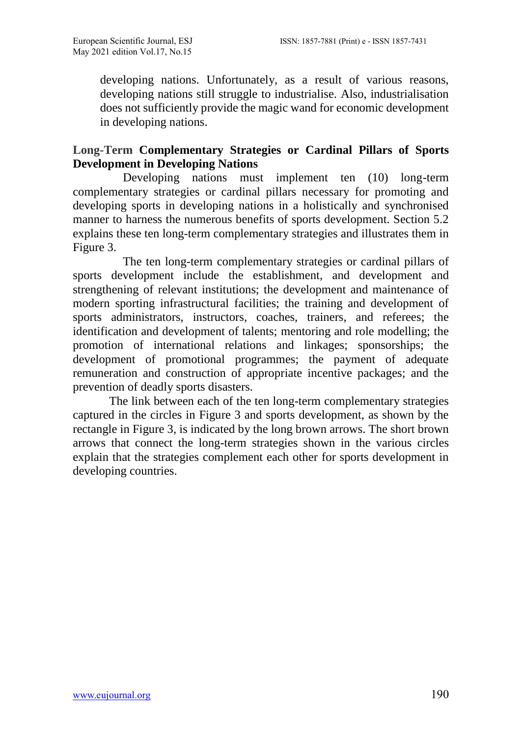developing nations. Unfortunately, as a result of various reasons, developing nations still struggle to industrialise. Also, industrialisation does not sufficiently provide the magic wand for economic development in developing nations.

## Long-Term Complementary Strategies or Cardinal Pillars of Sports Development in Developing Nations

Developing nations must implement ten (10) long-term complementary strategies or cardinal pillars necessary for promoting and developing sports in developing nations in a holistically and synchronised manner to harness the numerous benefits of sports development. Section 5.2 explains these ten long-term complementary strategies and illustrates them in Figure 3.

The ten long-term complementary strategies or cardinal pillars of sports development include the establishment, and development and strengthening of relevant institutions; the development and maintenance of modern sporting infrastructural facilities; the training and development of sports administrators, instructors, coaches, trainers, and referees; the identification and development of talents; mentoring and role modelling; the promotion of international relations and linkages; sponsorships; the development of promotional programmes; the payment of adequate remuneration and construction of appropriate incentive packages; and the prevention of deadly sports disasters.

The link between each of the ten long-term complementary strategies captured in the circles in Figure 3 and sports development, as shown by the rectangle in Figure 3, is indicated by the long brown arrows. The short brown arrows that connect the long-term strategies shown in the various circles explain that the strategies complement each other for sports development in developing countries.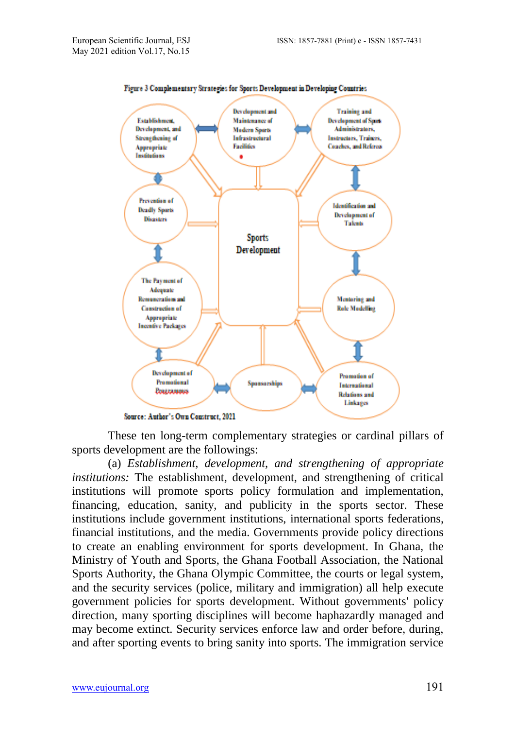Figure 3 Complementary Strategies for Sports Development in Developing Countries

Source: Author's Own Construct, 2021

These ten long-term complementary strategies or cardinal pillars of sports development are the followings:

(a) *Establishment, development, and strengthening of appropriate institutions:* The establishment, development, and strengthening of critical institutions will promote sports policy formulation and implementation, financing, education, sanity, and publicity in the sports sector. These institutions include government institutions, international sports federations, financial institutions, and the media. Governments provide policy directions to create an enabling environment for sports development. In Ghana, the Ministry of Youth and Sports, the Ghana Football Association, the National Sports Authority, the Ghana Olympic Committee, the courts or legal system, and the security services (police, military and immigration) all help execute government policies for sports development. Without governments' policy direction, many sporting disciplines will become haphazardly managed and may become extinct. Security services enforce law and order before, during, and after sporting events to bring sanity into sports. The immigration service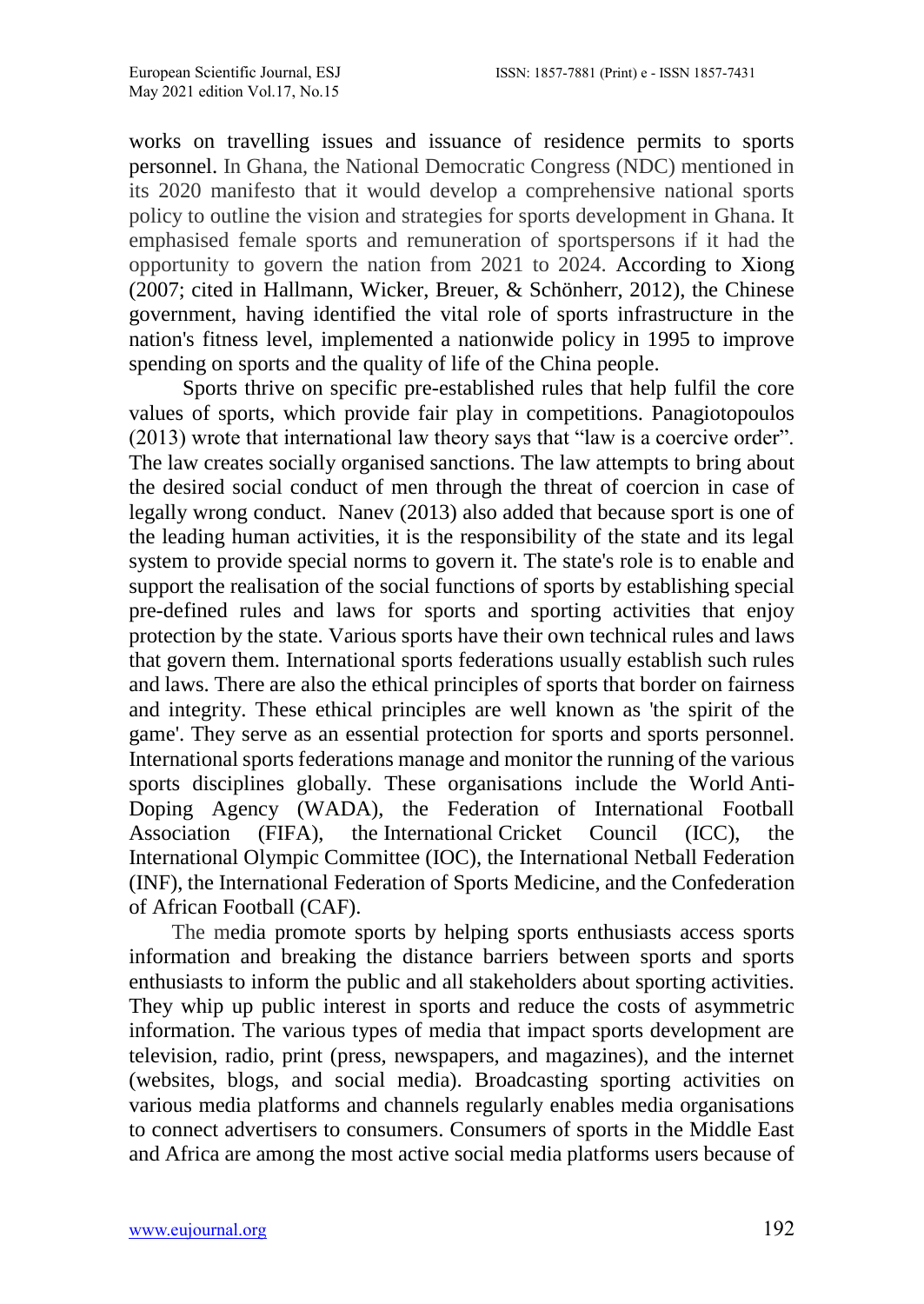works on travelling issues and issuance of residence permits to sports personnel. In Ghana, the National Democratic Congress (NDC) mentioned in its 2020 manifesto that it would develop a comprehensive national sports policy to outline the vision and strategies for sports development in Ghana. It emphasised female sports and remuneration of sportspersons if it had the opportunity to govern the nation from 2021 to 2024. According to Xiong (2007; cited in Hallmann, Wicker, Breuer, & Schönherr, 2012), the Chinese government, having identified the vital role of sports infrastructure in the nation's fitness level, implemented a nationwide policy in 1995 to improve spending on sports and the quality of life of the China people.

Sports thrive on specific pre-established rules that help fulfil the core values of sports, which provide fair play in competitions. Panagiotopoulos (2013) wrote that international law theory says that "law is a coercive order". The law creates socially organised sanctions. The law attempts to bring about the desired social conduct of men through the threat of coercion in case of legally wrong conduct. Nanev (2013) also added that because sport is one of the leading human activities, it is the responsibility of the state and its legal system to provide special norms to govern it. The state's role is to enable and support the realisation of the social functions of sports by establishing special pre-defined rules and laws for sports and sporting activities that enjoy protection by the state. Various sports have their own technical rules and laws that govern them. International sports federations usually establish such rules and laws. There are also the ethical principles of sports that border on fairness and integrity. These ethical principles are well known as 'the spirit of the game'. They serve as an essential protection for sports and sports personnel. International sports federations manage and monitor the running of the various sports disciplines globally. These organisations include the World Anti-Doping Agency (WADA), the Federation of International Football Association (FIFA), the International Cricket Council (ICC), the International Olympic Committee (IOC), the International Netball Federation (INF), the International Federation of Sports Medicine, and the Confederation of African Football (CAF).

The media promote sports by helping sports enthusiasts access sports information and breaking the distance barriers between sports and sports enthusiasts to inform the public and all stakeholders about sporting activities. They whip up public interest in sports and reduce the costs of asymmetric information. The various types of media that impact sports development are television, radio, print (press, newspapers, and magazines), and the internet (websites, blogs, and social media). Broadcasting sporting activities on various media platforms and channels regularly enables media organisations to connect advertisers to consumers. Consumers of sports in the Middle East and Africa are among the most active social media platforms users because of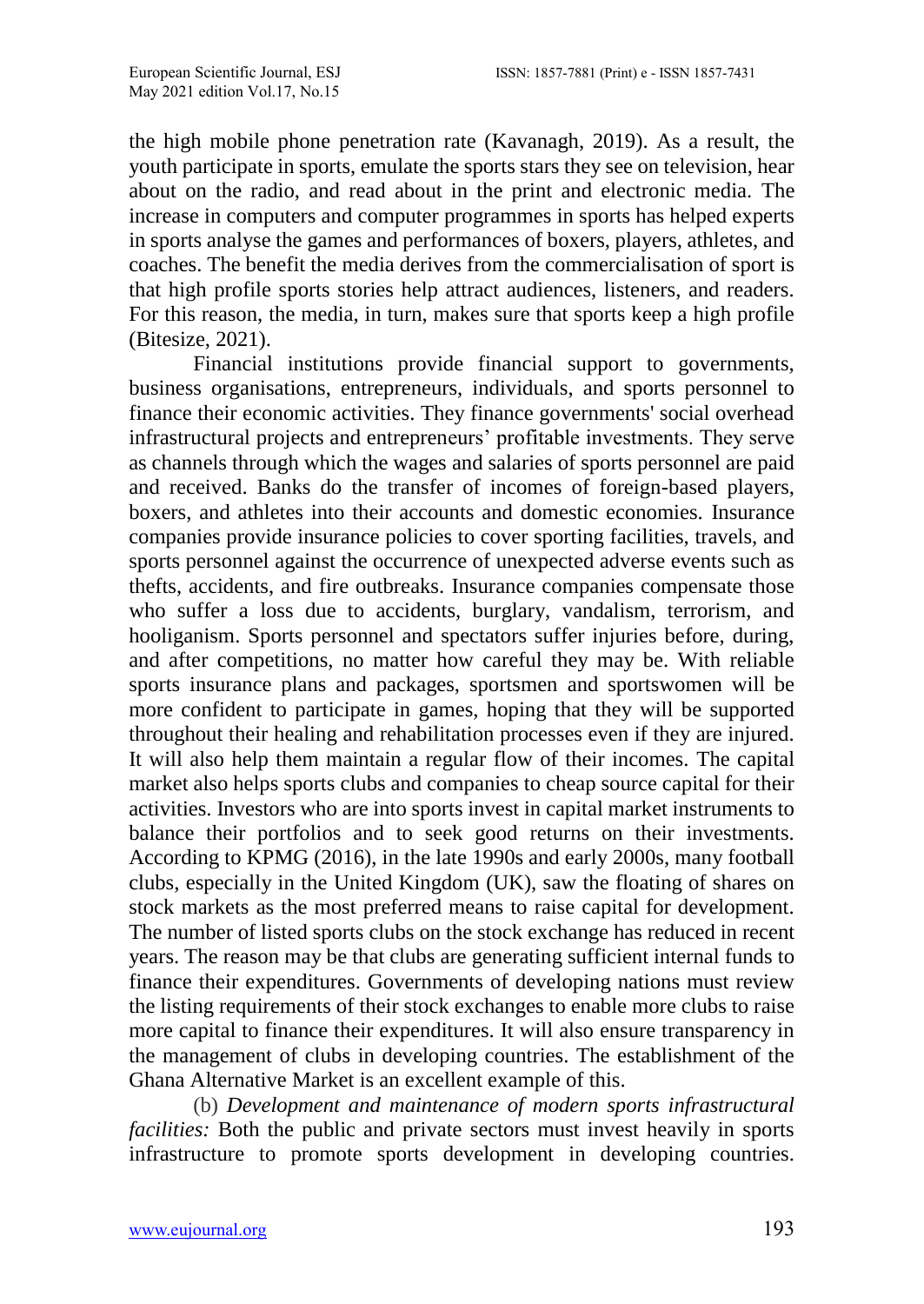the high mobile phone penetration rate (Kavanagh, 2019). As a result, the youth participate in sports, emulate the sports stars they see on television, hear about on the radio, and read about in the print and electronic media. The increase in computers and computer programmes in sports has helped experts in sports analyse the games and performances of boxers, players, athletes, and coaches. The benefit the media derives from the commercialisation of sport is that high profile sports stories help attract audiences, listeners, and readers. For this reason, the media, in turn, makes sure that sports keep a high profile (Bitesize, 2021).

Financial institutions provide financial support to governments, business organisations, entrepreneurs, individuals, and sports personnel to finance their economic activities. They finance governments' social overhead infrastructural projects and entrepreneurs' profitable investments. They serve as channels through which the wages and salaries of sports personnel are paid and received. Banks do the transfer of incomes of foreign-based players, boxers, and athletes into their accounts and domestic economies. Insurance companies provide insurance policies to cover sporting facilities, travels, and sports personnel against the occurrence of unexpected adverse events such as thefts, accidents, and fire outbreaks. Insurance companies compensate those who suffer a loss due to accidents, burglary, vandalism, terrorism, and hooliganism. Sports personnel and spectators suffer injuries before, during, and after competitions, no matter how careful they may be. With reliable sports insurance plans and packages, sportsmen and sportswomen will be more confident to participate in games, hoping that they will be supported throughout their healing and rehabilitation processes even if they are injured. It will also help them maintain a regular flow of their incomes. The capital market also helps sports clubs and companies to cheap source capital for their activities. Investors who are into sports invest in capital market instruments to balance their portfolios and to seek good returns on their investments. According to KPMG (2016), in the late 1990s and early 2000s, many football clubs, especially in the United Kingdom (UK), saw the floating of shares on stock markets as the most preferred means to raise capital for development. The number of listed sports clubs on the stock exchange has reduced in recent years. The reason may be that clubs are generating sufficient internal funds to finance their expenditures. Governments of developing nations must review the listing requirements of their stock exchanges to enable more clubs to raise more capital to finance their expenditures. It will also ensure transparency in the management of clubs in developing countries. The establishment of the Ghana Alternative Market is an excellent example of this.

(b) *Development and maintenance of modern sports infrastructural facilities:* Both the public and private sectors must invest heavily in sports infrastructure to promote sports development in developing countries.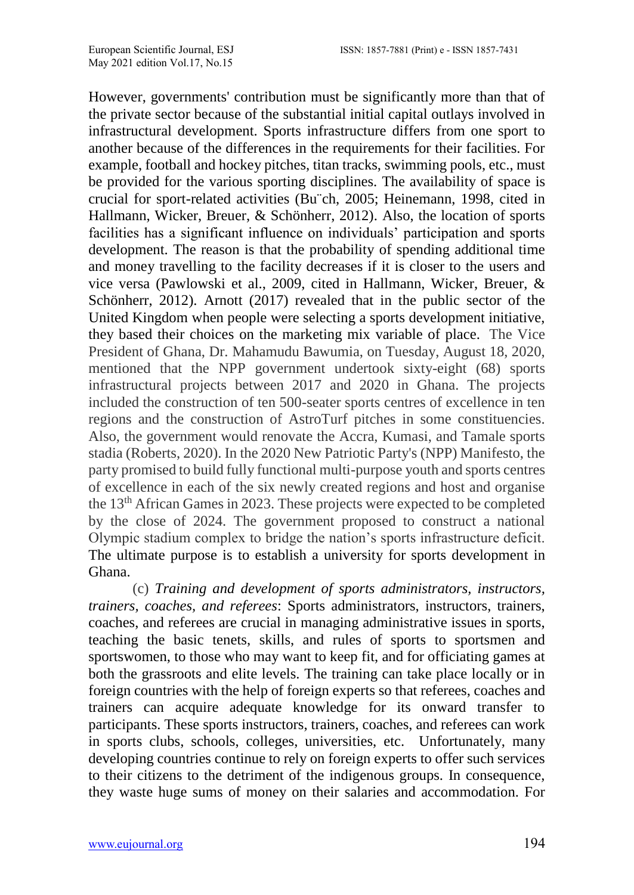However, governments' contribution must be significantly more than that of the private sector because of the substantial initial capital outlays involved in infrastructural development. Sports infrastructure differs from one sport to another because of the differences in the requirements for their facilities. For example, football and hockey pitches, titan tracks, swimming pools, etc., must be provided for the various sporting disciplines. The availability of space is crucial for sport-related activities (Bu¨ch, 2005; Heinemann, 1998, cited in Hallmann, Wicker, Breuer, & Schönherr, 2012). Also, the location of sports facilities has a significant influence on individuals' participation and sports development. The reason is that the probability of spending additional time and money travelling to the facility decreases if it is closer to the users and vice versa (Pawlowski et al., 2009, cited in Hallmann, Wicker, Breuer, & Schönherr, 2012). Arnott (2017) revealed that in the public sector of the United Kingdom when people were selecting a sports development initiative, they based their choices on the marketing mix variable of place. The Vice President of Ghana, Dr. Mahamudu Bawumia, on Tuesday, August 18, 2020, mentioned that the NPP government undertook sixty-eight (68) sports infrastructural projects between 2017 and 2020 in Ghana. The projects included the construction of ten 500-seater sports centres of excellence in ten regions and the construction of AstroTurf pitches in some constituencies. Also, the government would renovate the Accra, Kumasi, and Tamale sports stadia (Roberts, 2020). In the 2020 New Patriotic Party's (NPP) Manifesto, the party promised to build fully functional multi-purpose youth and sports centres of excellence in each of the six newly created regions and host and organise the 13th African Games in 2023. These projects were expected to be completed by the close of 2024. The government proposed to construct a national Olympic stadium complex to bridge the nation's sports infrastructure deficit. The ultimate purpose is to establish a university for sports development in Ghana.

(c) *Training and development of sports administrators, instructors, trainers, coaches, and referees*: Sports administrators, instructors, trainers, coaches, and referees are crucial in managing administrative issues in sports, teaching the basic tenets, skills, and rules of sports to sportsmen and sportswomen, to those who may want to keep fit, and for officiating games at both the grassroots and elite levels. The training can take place locally or in foreign countries with the help of foreign experts so that referees, coaches and trainers can acquire adequate knowledge for its onward transfer to participants. These sports instructors, trainers, coaches, and referees can work in sports clubs, schools, colleges, universities, etc. Unfortunately, many developing countries continue to rely on foreign experts to offer such services to their citizens to the detriment of the indigenous groups. In consequence, they waste huge sums of money on their salaries and accommodation. For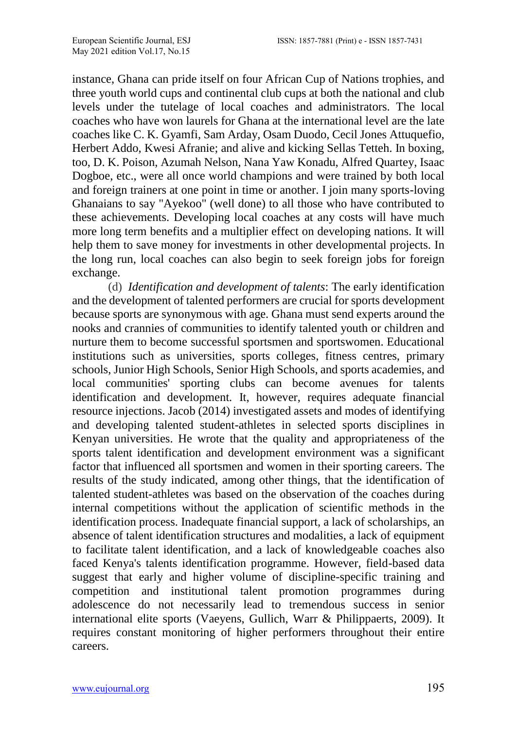instance, Ghana can pride itself on four African Cup of Nations trophies, and three youth world cups and continental club cups at both the national and club levels under the tutelage of local coaches and administrators. The local coaches who have won laurels for Ghana at the international level are the late coaches like C. K. Gyamfi, Sam Arday, Osam Duodo, Cecil Jones Attuquefio, Herbert Addo, Kwesi Afranie; and alive and kicking Sellas Tetteh. In boxing, too, D. K. Poison, Azumah Nelson, Nana Yaw Konadu, Alfred Quartey, Isaac Dogboe, etc., were all once world champions and were trained by both local and foreign trainers at one point in time or another. I join many sports-loving Ghanaians to say "Ayekoo" (well done) to all those who have contributed to these achievements. Developing local coaches at any costs will have much more long term benefits and a multiplier effect on developing nations. It will help them to save money for investments in other developmental projects. In the long run, local coaches can also begin to seek foreign jobs for foreign exchange.

(d) *Identification and development of talents*: The early identification and the development of talented performers are crucial for sports development because sports are synonymous with age. Ghana must send experts around the nooks and crannies of communities to identify talented youth or children and nurture them to become successful sportsmen and sportswomen. Educational institutions such as universities, sports colleges, fitness centres, primary schools, Junior High Schools, Senior High Schools, and sports academies, and local communities' sporting clubs can become avenues for talents identification and development. It, however, requires adequate financial resource injections. Jacob (2014) investigated assets and modes of identifying and developing talented student-athletes in selected sports disciplines in Kenyan universities. He wrote that the quality and appropriateness of the sports talent identification and development environment was a significant factor that influenced all sportsmen and women in their sporting careers. The results of the study indicated, among other things, that the identification of talented student-athletes was based on the observation of the coaches during internal competitions without the application of scientific methods in the identification process. Inadequate financial support, a lack of scholarships, an absence of talent identification structures and modalities, a lack of equipment to facilitate talent identification, and a lack of knowledgeable coaches also faced Kenya's talents identification programme. However, field-based data suggest that early and higher volume of discipline-specific training and competition and institutional talent promotion programmes during adolescence do not necessarily lead to tremendous success in senior international elite sports (Vaeyens, Gullich, Warr & Philippaerts, 2009). It requires constant monitoring of higher performers throughout their entire careers.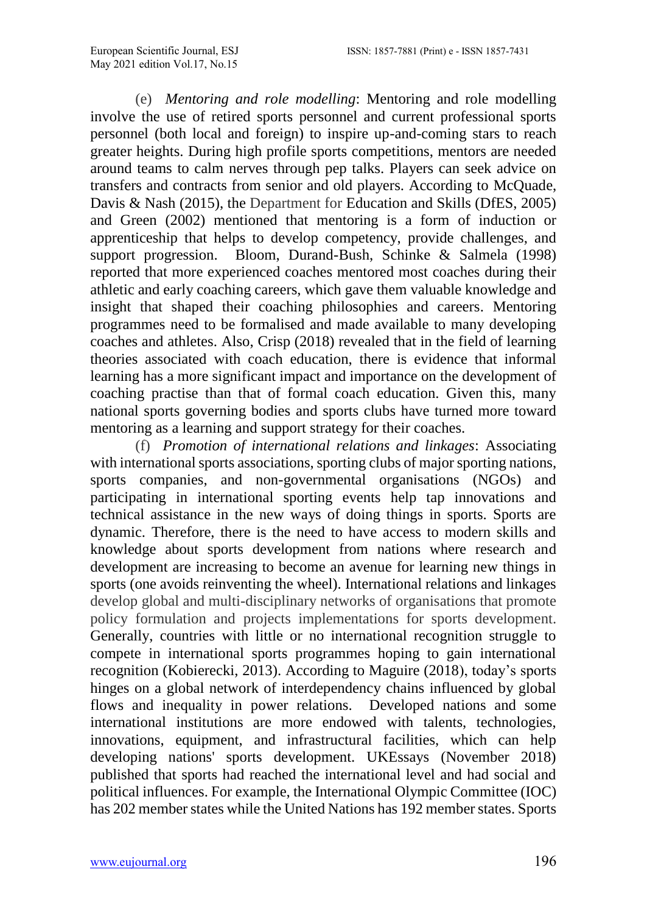(e) *Mentoring and role modelling*: Mentoring and role modelling involve the use of retired sports personnel and current professional sports personnel (both local and foreign) to inspire up-and-coming stars to reach greater heights. During high profile sports competitions, mentors are needed around teams to calm nerves through pep talks. Players can seek advice on transfers and contracts from senior and old players. According to McQuade, Davis & Nash (2015), the Department for Education and Skills (DfES, 2005) and Green (2002) mentioned that mentoring is a form of induction or apprenticeship that helps to develop competency, provide challenges, and support progression. Bloom, Durand-Bush, Schinke & Salmela (1998) reported that more experienced coaches mentored most coaches during their athletic and early coaching careers, which gave them valuable knowledge and insight that shaped their coaching philosophies and careers. Mentoring programmes need to be formalised and made available to many developing coaches and athletes. Also, Crisp (2018) revealed that in the field of learning theories associated with coach education, there is evidence that informal learning has a more significant impact and importance on the development of coaching practise than that of formal coach education. Given this, many national sports governing bodies and sports clubs have turned more toward mentoring as a learning and support strategy for their coaches.

(f) *Promotion of international relations and linkages*: Associating with international sports associations, sporting clubs of major sporting nations, sports companies, and non-governmental organisations (NGOs) and participating in international sporting events help tap innovations and technical assistance in the new ways of doing things in sports. Sports are dynamic. Therefore, there is the need to have access to modern skills and knowledge about sports development from nations where research and development are increasing to become an avenue for learning new things in sports (one avoids reinventing the wheel). International relations and linkages develop global and multi-disciplinary networks of organisations that promote policy formulation and projects implementations for sports development. Generally, countries with little or no international recognition struggle to compete in international sports programmes hoping to gain international recognition (Kobierecki, 2013). According to Maguire (2018), today's sports hinges on a global network of interdependency chains influenced by global flows and inequality in power relations. Developed nations and some international institutions are more endowed with talents, technologies, innovations, equipment, and infrastructural facilities, which can help developing nations' sports development. UKEssays (November 2018) published that sports had reached the international level and had social and political influences. For example, the International Olympic Committee (IOC) has 202 member states while the United Nations has 192 member states. Sports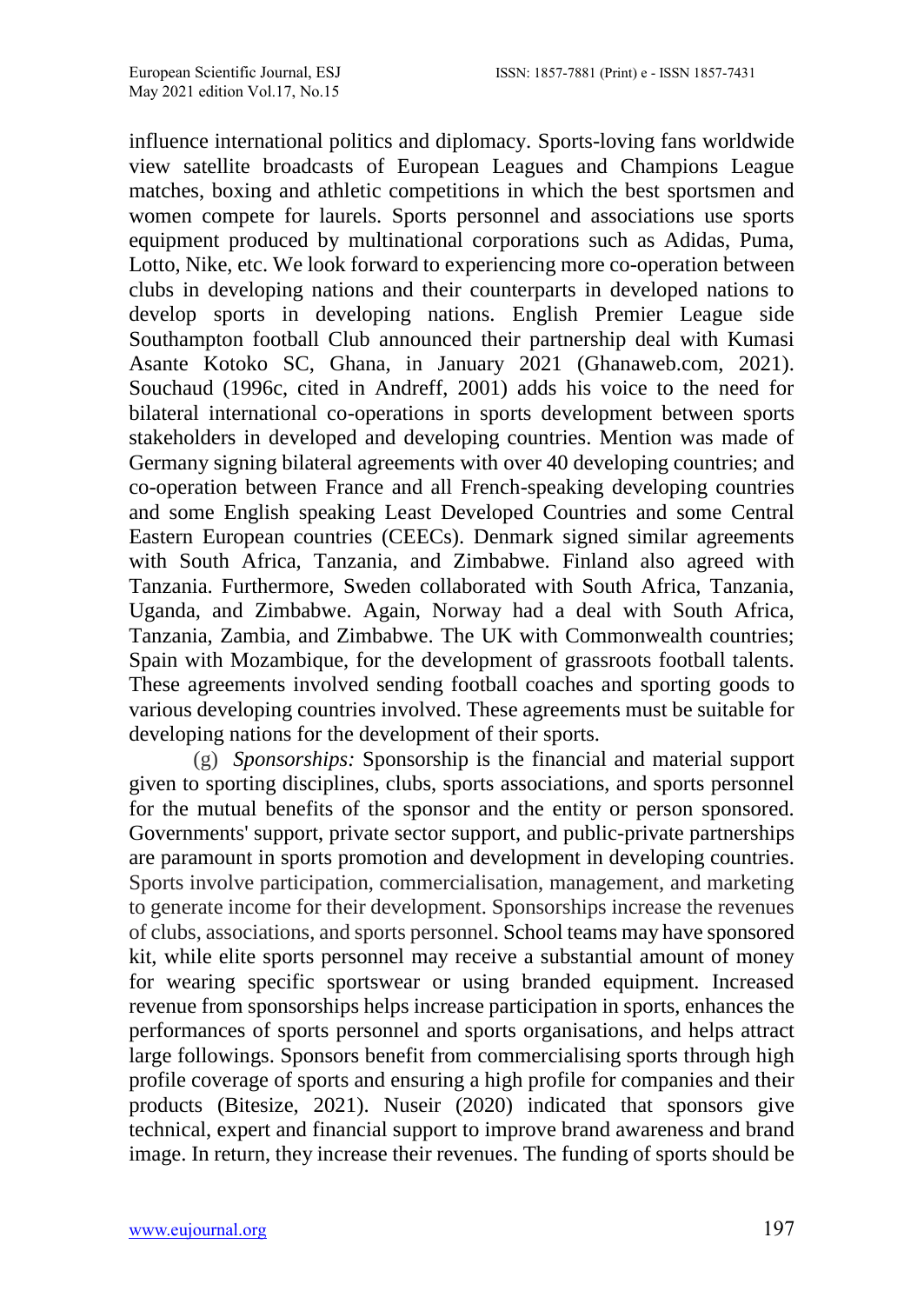influence international politics and diplomacy. Sports-loving fans worldwide view satellite broadcasts of European Leagues and Champions League matches, boxing and athletic competitions in which the best sportsmen and women compete for laurels. Sports personnel and associations use sports equipment produced by multinational corporations such as Adidas, Puma, Lotto, Nike, etc. We look forward to experiencing more co-operation between clubs in developing nations and their counterparts in developed nations to develop sports in developing nations. English Premier League side Southampton football Club announced their partnership deal with Kumasi Asante Kotoko SC, Ghana, in January 2021 (Ghanaweb.com, 2021). Souchaud (1996c, cited in Andreff, 2001) adds his voice to the need for bilateral international co-operations in sports development between sports stakeholders in developed and developing countries. Mention was made of Germany signing bilateral agreements with over 40 developing countries; and co-operation between France and all French-speaking developing countries and some English speaking Least Developed Countries and some Central Eastern European countries (CEECs). Denmark signed similar agreements with South Africa, Tanzania, and Zimbabwe. Finland also agreed with Tanzania. Furthermore, Sweden collaborated with South Africa, Tanzania, Uganda, and Zimbabwe. Again, Norway had a deal with South Africa, Tanzania, Zambia, and Zimbabwe. The UK with Commonwealth countries; Spain with Mozambique, for the development of grassroots football talents. These agreements involved sending football coaches and sporting goods to various developing countries involved. These agreements must be suitable for developing nations for the development of their sports.

(g) *Sponsorships:* Sponsorship is the financial and material support given to sporting disciplines, clubs, sports associations, and sports personnel for the mutual benefits of the sponsor and the entity or person sponsored. Governments' support, private sector support, and public-private partnerships are paramount in sports promotion and development in developing countries. Sports involve participation, commercialisation, management, and marketing to generate income for their development. Sponsorships increase the revenues of clubs, associations, and sports personnel. School teams may have sponsored kit, while elite sports personnel may receive a substantial amount of money for wearing specific sportswear or using branded equipment. Increased revenue from sponsorships helps increase participation in sports, enhances the performances of sports personnel and sports organisations, and helps attract large followings. Sponsors benefit from commercialising sports through high profile coverage of sports and ensuring a high profile for companies and their products (Bitesize, 2021). Nuseir (2020) indicated that sponsors give technical, expert and financial support to improve brand awareness and brand image. In return, they increase their revenues. The funding of sports should be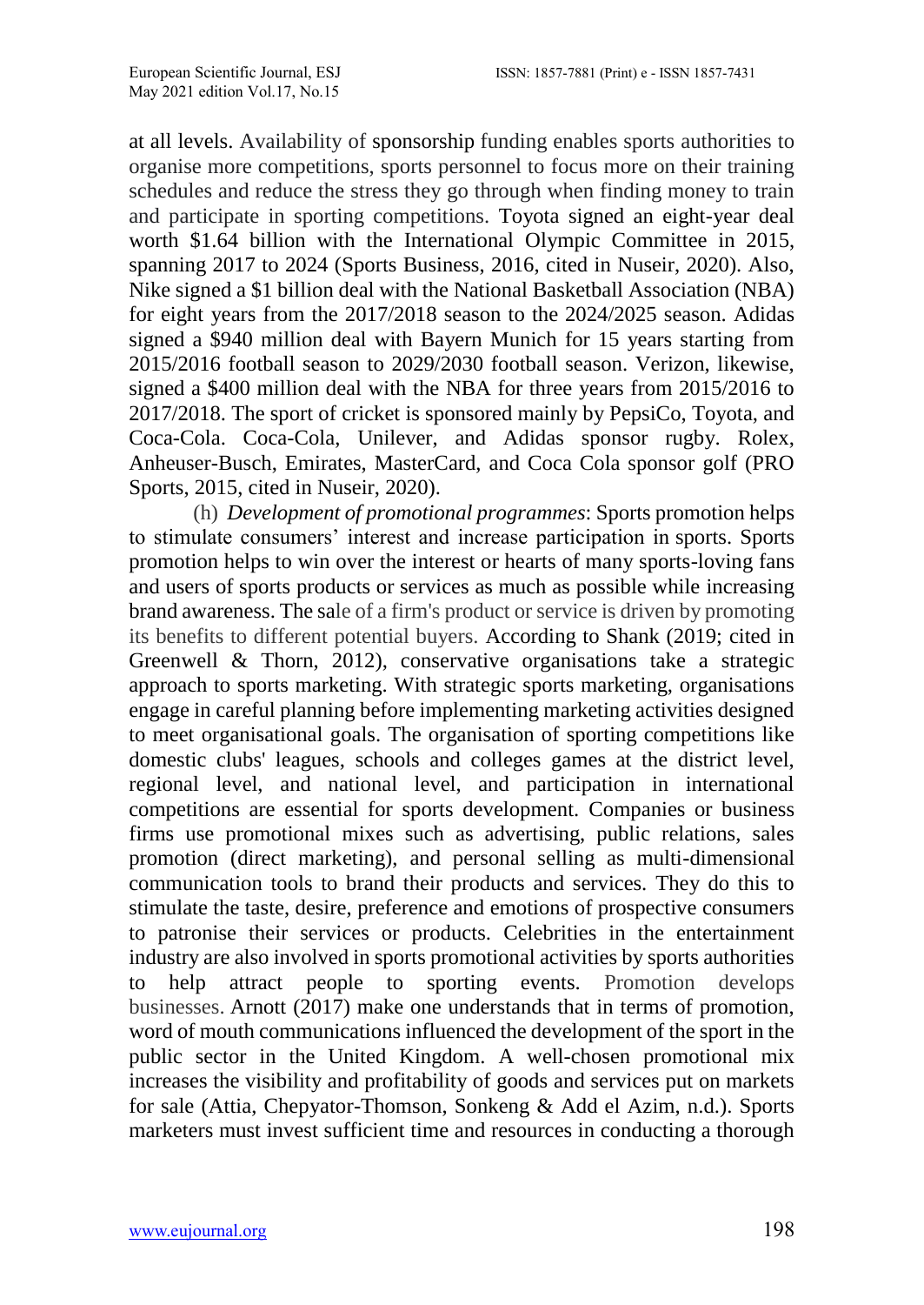at all levels. Availability of sponsorship funding enables sports authorities to organise more competitions, sports personnel to focus more on their training schedules and reduce the stress they go through when finding money to train and participate in sporting competitions. Toyota signed an eight-year deal worth $1.64 billion with the International Olympic Committee in 2015, spanning 2017 to 2024 (Sports Business, 2016, cited in Nuseir, 2020). Also, Nike signed a $1 billion deal with the National Basketball Association (NBA) for eight years from the 2017/2018 season to the 2024/2025 season. Adidas signed a $940 million deal with Bayern Munich for 15 years starting from 2015/2016 football season to 2029/2030 football season. Verizon, likewise, signed a $400 million deal with the NBA for three years from 2015/2016 to 2017/2018. The sport of cricket is sponsored mainly by PepsiCo, Toyota, and Coca-Cola. Coca-Cola, Unilever, and Adidas sponsor rugby. Rolex, Anheuser-Busch, Emirates, MasterCard, and Coca Cola sponsor golf (PRO Sports, 2015, cited in Nuseir, 2020).

(h) *Development of promotional programmes*: Sports promotion helps to stimulate consumers' interest and increase participation in sports. Sports promotion helps to win over the interest or hearts of many sports-loving fans and users of sports products or services as much as possible while increasing brand awareness. The sale of a firm's product or service is driven by promoting its benefits to different potential buyers. According to Shank (2019; cited in Greenwell & Thorn, 2012), conservative organisations take a strategic approach to sports marketing. With strategic sports marketing, organisations engage in careful planning before implementing marketing activities designed to meet organisational goals. The organisation of sporting competitions like domestic clubs' leagues, schools and colleges games at the district level, regional level, and national level, and participation in international competitions are essential for sports development. Companies or business firms use promotional mixes such as advertising, public relations, sales promotion (direct marketing), and personal selling as multi-dimensional communication tools to brand their products and services. They do this to stimulate the taste, desire, preference and emotions of prospective consumers to patronise their services or products. Celebrities in the entertainment industry are also involved in sports promotional activities by sports authorities to help attract people to sporting events. Promotion develops businesses. Arnott (2017) make one understands that in terms of promotion, word of mouth communications influenced the development of the sport in the public sector in the United Kingdom. A well-chosen promotional mix increases the visibility and profitability of goods and services put on markets for sale (Attia, Chepyator-Thomson, Sonkeng & Add el Azim, n.d.). Sports marketers must invest sufficient time and resources in conducting a thorough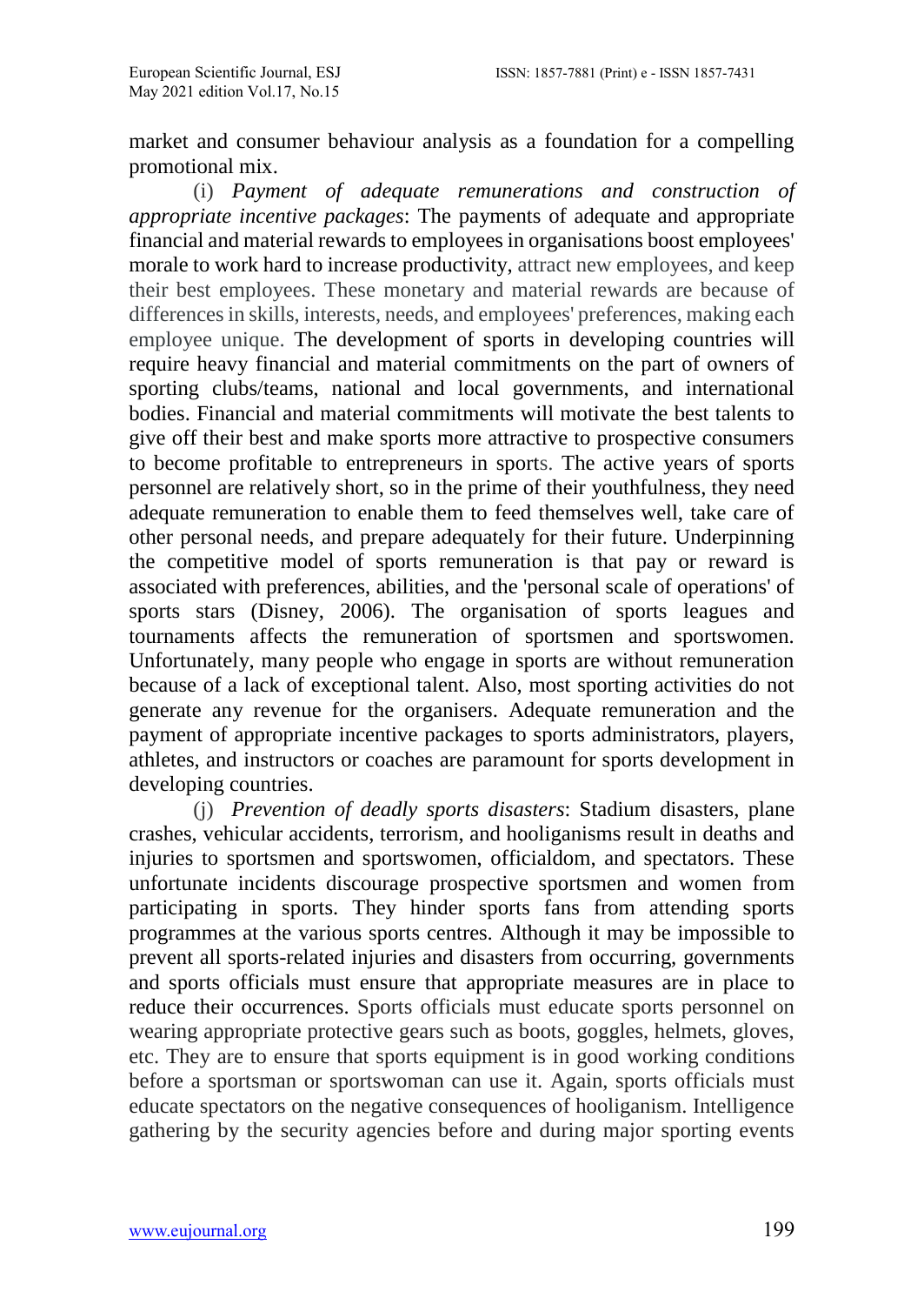market and consumer behaviour analysis as a foundation for a compelling promotional mix.

(i) *Payment of adequate remunerations and construction of appropriate incentive packages*: The payments of adequate and appropriate financial and material rewards to employees in organisations boost employees' morale to work hard to increase productivity, attract new employees, and keep their best employees. These monetary and material rewards are because of differences in skills, interests, needs, and employees' preferences, making each employee unique. The development of sports in developing countries will require heavy financial and material commitments on the part of owners of sporting clubs/teams, national and local governments, and international bodies. Financial and material commitments will motivate the best talents to give off their best and make sports more attractive to prospective consumers to become profitable to entrepreneurs in sports. The active years of sports personnel are relatively short, so in the prime of their youthfulness, they need adequate remuneration to enable them to feed themselves well, take care of other personal needs, and prepare adequately for their future. Underpinning the competitive model of sports remuneration is that pay or reward is associated with preferences, abilities, and the 'personal scale of operations' of sports stars (Disney, 2006). The organisation of sports leagues and tournaments affects the remuneration of sportsmen and sportswomen. Unfortunately, many people who engage in sports are without remuneration because of a lack of exceptional talent. Also, most sporting activities do not generate any revenue for the organisers. Adequate remuneration and the payment of appropriate incentive packages to sports administrators, players, athletes, and instructors or coaches are paramount for sports development in developing countries.

(j) *Prevention of deadly sports disasters*: Stadium disasters, plane crashes, vehicular accidents, terrorism, and hooliganisms result in deaths and injuries to sportsmen and sportswomen, officialdom, and spectators. These unfortunate incidents discourage prospective sportsmen and women from participating in sports. They hinder sports fans from attending sports programmes at the various sports centres. Although it may be impossible to prevent all sports-related injuries and disasters from occurring, governments and sports officials must ensure that appropriate measures are in place to reduce their occurrences. Sports officials must educate sports personnel on wearing appropriate protective gears such as boots, goggles, helmets, gloves, etc. They are to ensure that sports equipment is in good working conditions before a sportsman or sportswoman can use it. Again, sports officials must educate spectators on the negative consequences of hooliganism. Intelligence gathering by the security agencies before and during major sporting events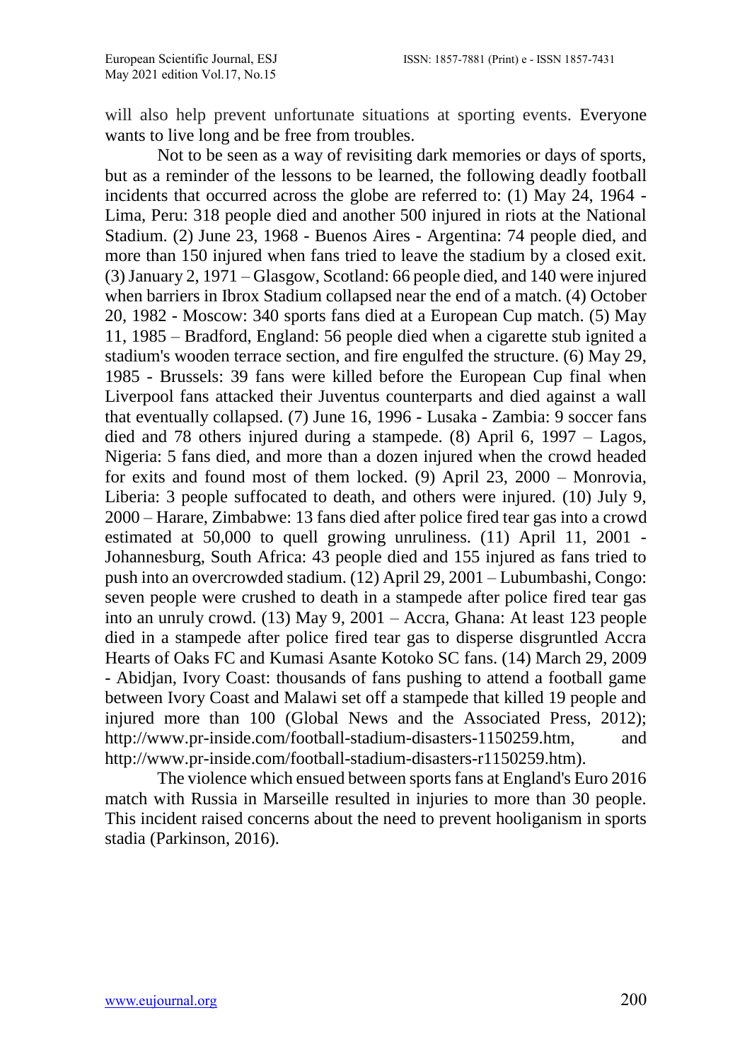will also help prevent unfortunate situations at sporting events. Everyone wants to live long and be free from troubles.

Not to be seen as a way of revisiting dark memories or days of sports, but as a reminder of the lessons to be learned, the following deadly football incidents that occurred across the globe are referred to: (1) May 24, 1964 - Lima, Peru: 318 people died and another 500 injured in riots at the National Stadium. (2) June 23, 1968 - Buenos Aires - Argentina: 74 people died, and more than 150 injured when fans tried to leave the stadium by a closed exit. (3) January 2, 1971 – Glasgow, Scotland: 66 people died, and 140 were injured when barriers in Ibrox Stadium collapsed near the end of a match. (4) October 20, 1982 - Moscow: 340 sports fans died at a European Cup match. (5) May 11, 1985 – Bradford, England: 56 people died when a cigarette stub ignited a stadium's wooden terrace section, and fire engulfed the structure. (6) May 29, 1985 - Brussels: 39 fans were killed before the European Cup final when Liverpool fans attacked their Juventus counterparts and died against a wall that eventually collapsed. (7) June 16, 1996 - Lusaka - Zambia: 9 soccer fans died and 78 others injured during a stampede. (8) April 6, 1997 – Lagos, Nigeria: 5 fans died, and more than a dozen injured when the crowd headed for exits and found most of them locked. (9) April 23, 2000 – Monrovia, Liberia: 3 people suffocated to death, and others were injured. (10) July 9, 2000 – Harare, Zimbabwe: 13 fans died after police fired tear gas into a crowd estimated at 50,000 to quell growing unruliness. (11) April 11, 2001 - Johannesburg, South Africa: 43 people died and 155 injured as fans tried to push into an overcrowded stadium. (12) April 29, 2001 – Lubumbashi, Congo: seven people were crushed to death in a stampede after police fired tear gas into an unruly crowd. (13) May 9, 2001 – Accra, Ghana: At least 123 people died in a stampede after police fired tear gas to disperse disgruntled Accra Hearts of Oaks FC and Kumasi Asante Kotoko SC fans. (14) March 29, 2009 - Abidjan, Ivory Coast: thousands of fans pushing to attend a football game between Ivory Coast and Malawi set off a stampede that killed 19 people and injured more than 100 (Global News and the Associated Press, 2012); http://www.pr-inside.com/football-stadium-disasters-1150259.htm, and http://www.pr-inside.com/football-stadium-disasters-r1150259.htm).

The violence which ensued between sports fans at England's Euro 2016 match with Russia in Marseille resulted in injuries to more than 30 people. This incident raised concerns about the need to prevent hooliganism in sports stadia (Parkinson, 2016).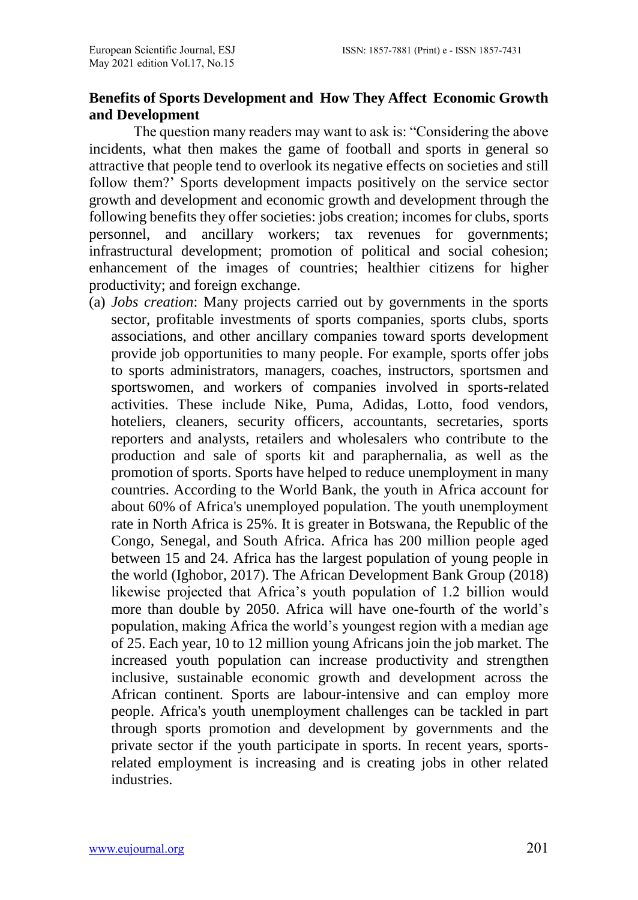## Benefits of Sports Development and How They Affect Economic Growth and Development

The question many readers may want to ask is: "Considering the above incidents, what then makes the game of football and sports in general so attractive that people tend to overlook its negative effects on societies and still follow them?' Sports development impacts positively on the service sector growth and development and economic growth and development through the following benefits they offer societies: jobs creation; incomes for clubs, sports personnel, and ancillary workers; tax revenues for governments; infrastructural development; promotion of political and social cohesion; enhancement of the images of countries; healthier citizens for higher productivity; and foreign exchange.

(a) *Jobs creation*: Many projects carried out by governments in the sports sector, profitable investments of sports companies, sports clubs, sports associations, and other ancillary companies toward sports development provide job opportunities to many people. For example, sports offer jobs to sports administrators, managers, coaches, instructors, sportsmen and sportswomen, and workers of companies involved in sports-related activities. These include Nike, Puma, Adidas, Lotto, food vendors, hoteliers, cleaners, security officers, accountants, secretaries, sports reporters and analysts, retailers and wholesalers who contribute to the production and sale of sports kit and paraphernalia, as well as the promotion of sports. Sports have helped to reduce unemployment in many countries. According to the World Bank, the youth in Africa account for about 60% of Africa's unemployed population. The youth unemployment rate in North Africa is 25%. It is greater in Botswana, the Republic of the Congo, Senegal, and South Africa. Africa has 200 million people aged between 15 and 24. Africa has the largest population of young people in the world (Ighobor, 2017). The African Development Bank Group (2018) likewise projected that Africa's youth population of 1.2 billion would more than double by 2050. Africa will have one-fourth of the world's population, making Africa the world's youngest region with a median age of 25. Each year, 10 to 12 million young Africans join the job market. The increased youth population can increase productivity and strengthen inclusive, sustainable economic growth and development across the African continent. Sports are labour-intensive and can employ more people. Africa's youth unemployment challenges can be tackled in part through sports promotion and development by governments and the private sector if the youth participate in sports. In recent years, sports-related employment is increasing and is creating jobs in other related industries.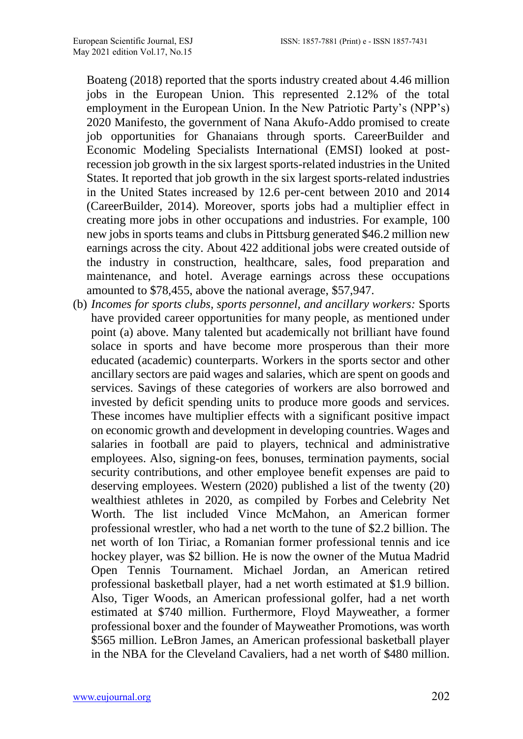Boateng (2018) reported that the sports industry created about 4.46 million jobs in the European Union. This represented 2.12% of the total employment in the European Union. In the New Patriotic Party's (NPP's) 2020 Manifesto, the government of Nana Akufo-Addo promised to create job opportunities for Ghanaians through sports. CareerBuilder and Economic Modeling Specialists International (EMSI) looked at post-recession job growth in the six largest sports-related industries in the United States. It reported that job growth in the six largest sports-related industries in the United States increased by 12.6 per-cent between 2010 and 2014 (CareerBuilder, 2014). Moreover, sports jobs had a multiplier effect in creating more jobs in other occupations and industries. For example, 100 new jobs in sports teams and clubs in Pittsburg generated $46.2 million new earnings across the city. About 422 additional jobs were created outside of the industry in construction, healthcare, sales, food preparation and maintenance, and hotel. Average earnings across these occupations amounted to $78,455, above the national average, $57,947.

(b) *Incomes for sports clubs, sports personnel, and ancillary workers:* Sports have provided career opportunities for many people, as mentioned under point (a) above. Many talented but academically not brilliant have found solace in sports and have become more prosperous than their more educated (academic) counterparts. Workers in the sports sector and other ancillary sectors are paid wages and salaries, which are spent on goods and services. Savings of these categories of workers are also borrowed and invested by deficit spending units to produce more goods and services. These incomes have multiplier effects with a significant positive impact on economic growth and development in developing countries. Wages and salaries in football are paid to players, technical and administrative employees. Also, signing-on fees, bonuses, termination payments, social security contributions, and other employee benefit expenses are paid to deserving employees. Western (2020) published a list of the twenty (20) wealthiest athletes in 2020, as compiled by Forbes and Celebrity Net Worth. The list included Vince McMahon, an American former professional wrestler, who had a net worth to the tune of $2.2 billion. The net worth of Ion Tiriac, a Romanian former professional tennis and ice hockey player, was $2 billion. He is now the owner of the Mutua Madrid Open Tennis Tournament. Michael Jordan, an American retired professional basketball player, had a net worth estimated at $1.9 billion. Also, Tiger Woods, an American professional golfer, had a net worth estimated at $740 million. Furthermore, Floyd Mayweather, a former professional boxer and the founder of Mayweather Promotions, was worth $565 million. LeBron James, an American professional basketball player in the NBA for the Cleveland Cavaliers, had a net worth of $480 million.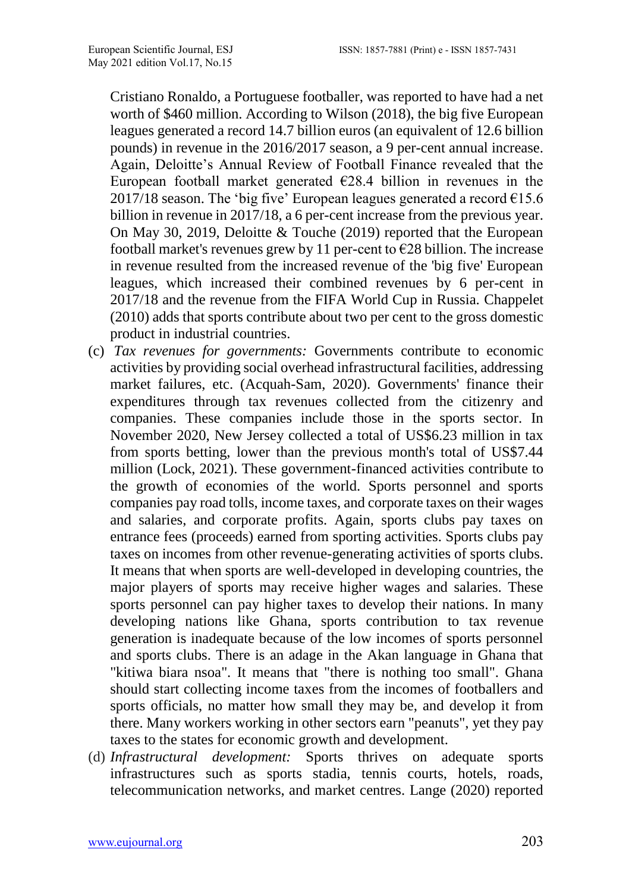Cristiano Ronaldo, a Portuguese footballer, was reported to have had a net worth of $460 million. According to Wilson (2018), the big five European leagues generated a record 14.7 billion euros (an equivalent of 12.6 billion pounds) in revenue in the 2016/2017 season, a 9 per-cent annual increase. Again, Deloitte's Annual Review of Football Finance revealed that the European football market generated €28.4 billion in revenues in the 2017/18 season. The 'big five' European leagues generated a record €15.6 billion in revenue in 2017/18, a 6 per-cent increase from the previous year. On May 30, 2019, Deloitte & Touche (2019) reported that the European football market's revenues grew by 11 per-cent to €28 billion. The increase in revenue resulted from the increased revenue of the 'big five' European leagues, which increased their combined revenues by 6 per-cent in 2017/18 and the revenue from the FIFA World Cup in Russia. Chappelet (2010) adds that sports contribute about two per cent to the gross domestic product in industrial countries.

(c) *Tax revenues for governments:* Governments contribute to economic activities by providing social overhead infrastructural facilities, addressing market failures, etc. (Acquah-Sam, 2020). Governments' finance their expenditures through tax revenues collected from the citizenry and companies. These companies include those in the sports sector. In November 2020, New Jersey collected a total of US$6.23 million in tax from sports betting, lower than the previous month's total of US$7.44 million (Lock, 2021). These government-financed activities contribute to the growth of economies of the world. Sports personnel and sports companies pay road tolls, income taxes, and corporate taxes on their wages and salaries, and corporate profits. Again, sports clubs pay taxes on entrance fees (proceeds) earned from sporting activities. Sports clubs pay taxes on incomes from other revenue-generating activities of sports clubs. It means that when sports are well-developed in developing countries, the major players of sports may receive higher wages and salaries. These sports personnel can pay higher taxes to develop their nations. In many developing nations like Ghana, sports contribution to tax revenue generation is inadequate because of the low incomes of sports personnel and sports clubs. There is an adage in the Akan language in Ghana that "kitiwa biara nsoa". It means that "there is nothing too small". Ghana should start collecting income taxes from the incomes of footballers and sports officials, no matter how small they may be, and develop it from there. Many workers working in other sectors earn "peanuts", yet they pay taxes to the states for economic growth and development.

(d) *Infrastructural development:* Sports thrives on adequate sports infrastructures such as sports stadia, tennis courts, hotels, roads, telecommunication networks, and market centres. Lange (2020) reported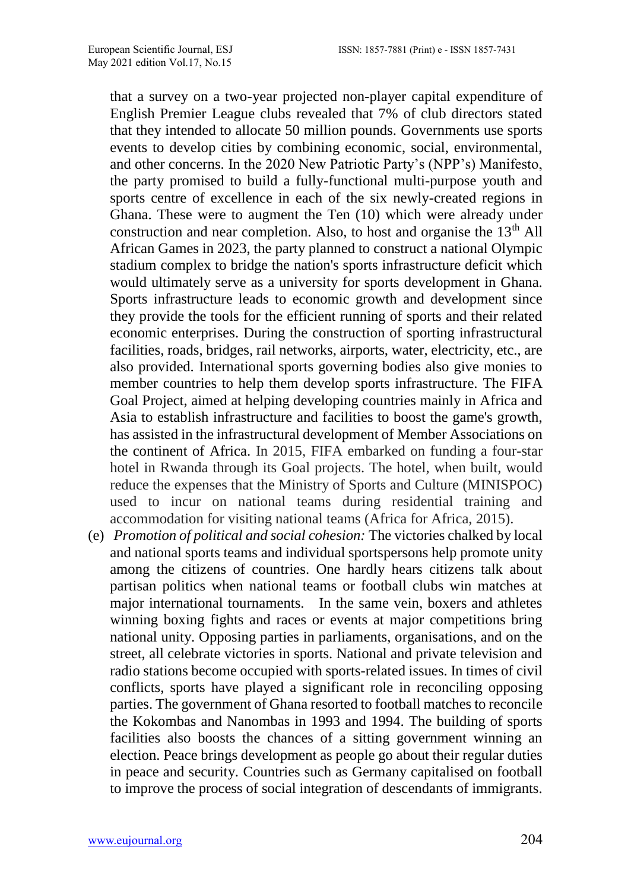that a survey on a two-year projected non-player capital expenditure of English Premier League clubs revealed that 7% of club directors stated that they intended to allocate 50 million pounds. Governments use sports events to develop cities by combining economic, social, environmental, and other concerns. In the 2020 New Patriotic Party's (NPP's) Manifesto, the party promised to build a fully-functional multi-purpose youth and sports centre of excellence in each of the six newly-created regions in Ghana. These were to augment the Ten (10) which were already under construction and near completion. Also, to host and organise the 13th All African Games in 2023, the party planned to construct a national Olympic stadium complex to bridge the nation's sports infrastructure deficit which would ultimately serve as a university for sports development in Ghana. Sports infrastructure leads to economic growth and development since they provide the tools for the efficient running of sports and their related economic enterprises. During the construction of sporting infrastructural facilities, roads, bridges, rail networks, airports, water, electricity, etc., are also provided. International sports governing bodies also give monies to member countries to help them develop sports infrastructure. The FIFA Goal Project, aimed at helping developing countries mainly in Africa and Asia to establish infrastructure and facilities to boost the game's growth, has assisted in the infrastructural development of Member Associations on the continent of Africa. In 2015, FIFA embarked on funding a four-star hotel in Rwanda through its Goal projects. The hotel, when built, would reduce the expenses that the Ministry of Sports and Culture (MINISPOC) used to incur on national teams during residential training and accommodation for visiting national teams (Africa for Africa, 2015).

(e) *Promotion of political and social cohesion:* The victories chalked by local and national sports teams and individual sportspersons help promote unity among the citizens of countries. One hardly hears citizens talk about partisan politics when national teams or football clubs win matches at major international tournaments. In the same vein, boxers and athletes winning boxing fights and races or events at major competitions bring national unity. Opposing parties in parliaments, organisations, and on the street, all celebrate victories in sports. National and private television and radio stations become occupied with sports-related issues. In times of civil conflicts, sports have played a significant role in reconciling opposing parties. The government of Ghana resorted to football matches to reconcile the Kokombas and Nanombas in 1993 and 1994. The building of sports facilities also boosts the chances of a sitting government winning an election. Peace brings development as people go about their regular duties in peace and security. Countries such as Germany capitalised on football to improve the process of social integration of descendants of immigrants.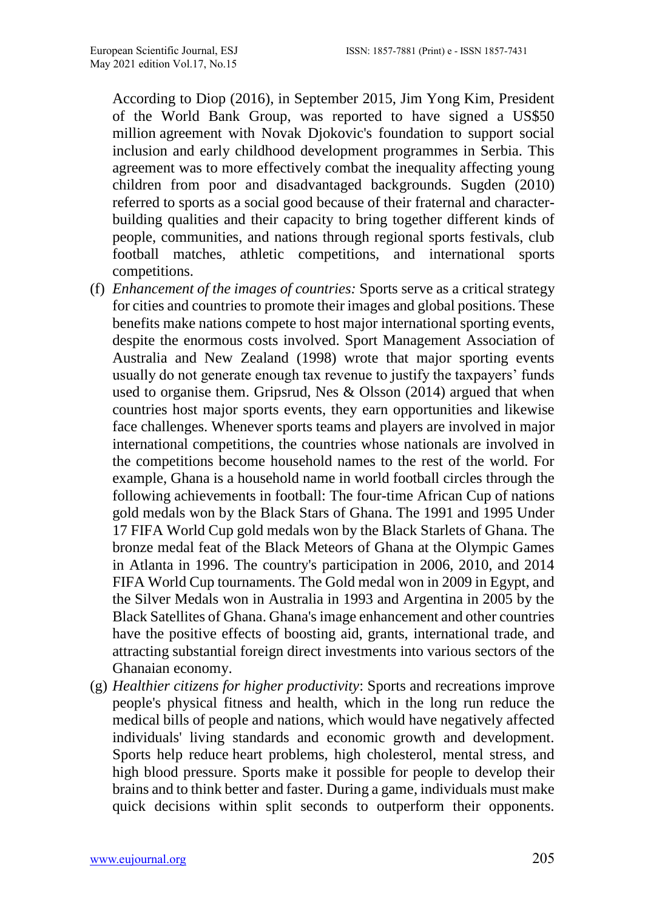According to Diop (2016), in September 2015, Jim Yong Kim, President of the World Bank Group, was reported to have signed a US$50 million agreement with Novak Djokovic's foundation to support social inclusion and early childhood development programmes in Serbia. This agreement was to more effectively combat the inequality affecting young children from poor and disadvantaged backgrounds. Sugden (2010) referred to sports as a social good because of their fraternal and character-building qualities and their capacity to bring together different kinds of people, communities, and nations through regional sports festivals, club football matches, athletic competitions, and international sports competitions.

(f) *Enhancement of the images of countries:* Sports serve as a critical strategy for cities and countries to promote their images and global positions. These benefits make nations compete to host major international sporting events, despite the enormous costs involved. Sport Management Association of Australia and New Zealand (1998) wrote that major sporting events usually do not generate enough tax revenue to justify the taxpayers' funds used to organise them. Gripsrud, Nes & Olsson (2014) argued that when countries host major sports events, they earn opportunities and likewise face challenges. Whenever sports teams and players are involved in major international competitions, the countries whose nationals are involved in the competitions become household names to the rest of the world. For example, Ghana is a household name in world football circles through the following achievements in football: The four-time African Cup of nations gold medals won by the Black Stars of Ghana. The 1991 and 1995 Under 17 FIFA World Cup gold medals won by the Black Starlets of Ghana. The bronze medal feat of the Black Meteors of Ghana at the Olympic Games in Atlanta in 1996. The country's participation in 2006, 2010, and 2014 FIFA World Cup tournaments. The Gold medal won in 2009 in Egypt, and the Silver Medals won in Australia in 1993 and Argentina in 2005 by the Black Satellites of Ghana. Ghana's image enhancement and other countries have the positive effects of boosting aid, grants, international trade, and attracting substantial foreign direct investments into various sectors of the Ghanaian economy.

(g) *Healthier citizens for higher productivity*: Sports and recreations improve people's physical fitness and health, which in the long run reduce the medical bills of people and nations, which would have negatively affected individuals' living standards and economic growth and development. Sports help reduce heart problems, high cholesterol, mental stress, and high blood pressure. Sports make it possible for people to develop their brains and to think better and faster. During a game, individuals must make quick decisions within split seconds to outperform their opponents.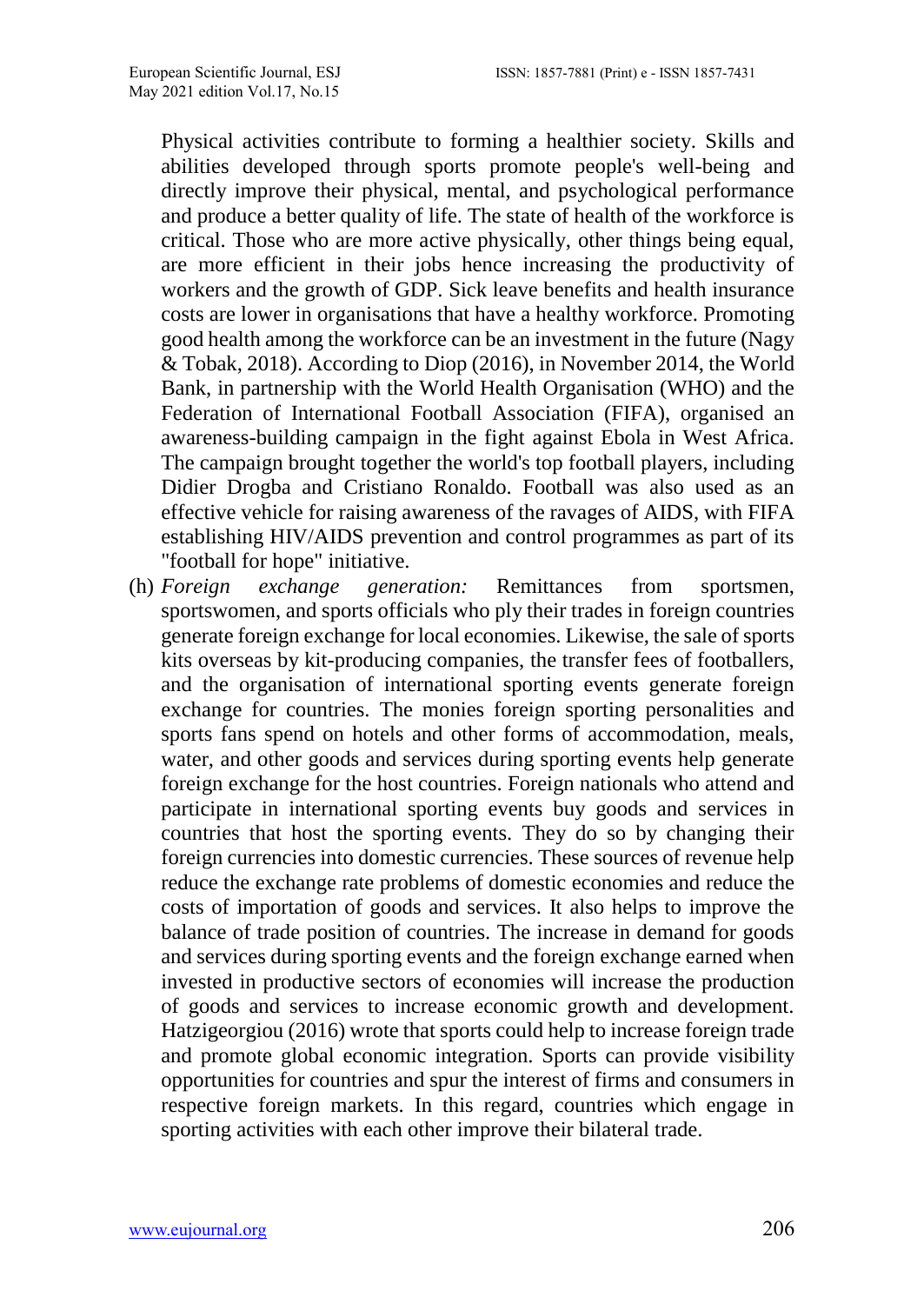Physical activities contribute to forming a healthier society. Skills and abilities developed through sports promote people's well-being and directly improve their physical, mental, and psychological performance and produce a better quality of life. The state of health of the workforce is critical. Those who are more active physically, other things being equal, are more efficient in their jobs hence increasing the productivity of workers and the growth of GDP. Sick leave benefits and health insurance costs are lower in organisations that have a healthy workforce. Promoting good health among the workforce can be an investment in the future (Nagy & Tobak, 2018). According to Diop (2016), in November 2014, the World Bank, in partnership with the World Health Organisation (WHO) and the Federation of International Football Association (FIFA), organised an awareness-building campaign in the fight against Ebola in West Africa. The campaign brought together the world's top football players, including Didier Drogba and Cristiano Ronaldo. Football was also used as an effective vehicle for raising awareness of the ravages of AIDS, with FIFA establishing HIV/AIDS prevention and control programmes as part of its "football for hope" initiative.

(h) *Foreign exchange generation:* Remittances from sportsmen, sportswomen, and sports officials who ply their trades in foreign countries generate foreign exchange for local economies. Likewise, the sale of sports kits overseas by kit-producing companies, the transfer fees of footballers, and the organisation of international sporting events generate foreign exchange for countries. The monies foreign sporting personalities and sports fans spend on hotels and other forms of accommodation, meals, water, and other goods and services during sporting events help generate foreign exchange for the host countries. Foreign nationals who attend and participate in international sporting events buy goods and services in countries that host the sporting events. They do so by changing their foreign currencies into domestic currencies. These sources of revenue help reduce the exchange rate problems of domestic economies and reduce the costs of importation of goods and services. It also helps to improve the balance of trade position of countries. The increase in demand for goods and services during sporting events and the foreign exchange earned when invested in productive sectors of economies will increase the production of goods and services to increase economic growth and development. Hatzigeorgiou (2016) wrote that sports could help to increase foreign trade and promote global economic integration. Sports can provide visibility opportunities for countries and spur the interest of firms and consumers in respective foreign markets. In this regard, countries which engage in sporting activities with each other improve their bilateral trade.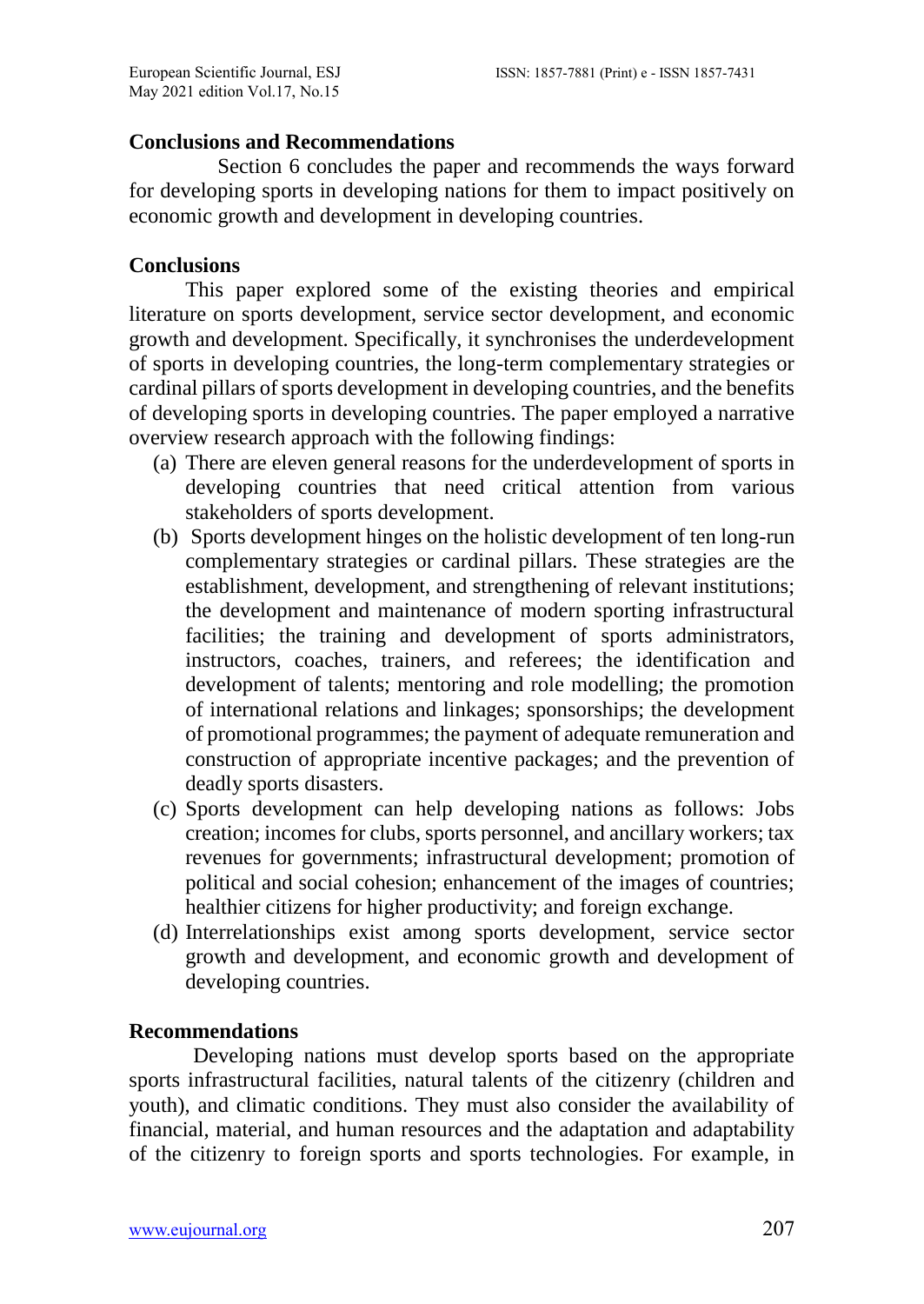## Conclusions and Recommendations

Section 6 concludes the paper and recommends the ways forward for developing sports in developing nations for them to impact positively on economic growth and development in developing countries.

### Conclusions

This paper explored some of the existing theories and empirical literature on sports development, service sector development, and economic growth and development. Specifically, it synchronises the underdevelopment of sports in developing countries, the long-term complementary strategies or cardinal pillars of sports development in developing countries, and the benefits of developing sports in developing countries. The paper employed a narrative overview research approach with the following findings:

(a) There are eleven general reasons for the underdevelopment of sports in developing countries that need critical attention from various stakeholders of sports development.

(b) Sports development hinges on the holistic development of ten long-run complementary strategies or cardinal pillars. These strategies are the establishment, development, and strengthening of relevant institutions; the development and maintenance of modern sporting infrastructural facilities; the training and development of sports administrators, instructors, coaches, trainers, and referees; the identification and development of talents; mentoring and role modelling; the promotion of international relations and linkages; sponsorships; the development of promotional programmes; the payment of adequate remuneration and construction of appropriate incentive packages; and the prevention of deadly sports disasters.

(c) Sports development can help developing nations as follows: Jobs creation; incomes for clubs, sports personnel, and ancillary workers; tax revenues for governments; infrastructural development; promotion of political and social cohesion; enhancement of the images of countries; healthier citizens for higher productivity; and foreign exchange.

(d) Interrelationships exist among sports development, service sector growth and development, and economic growth and development of developing countries.

### Recommendations

Developing nations must develop sports based on the appropriate sports infrastructural facilities, natural talents of the citizenry (children and youth), and climatic conditions. They must also consider the availability of financial, material, and human resources and the adaptation and adaptability of the citizenry to foreign sports and sports technologies. For example, in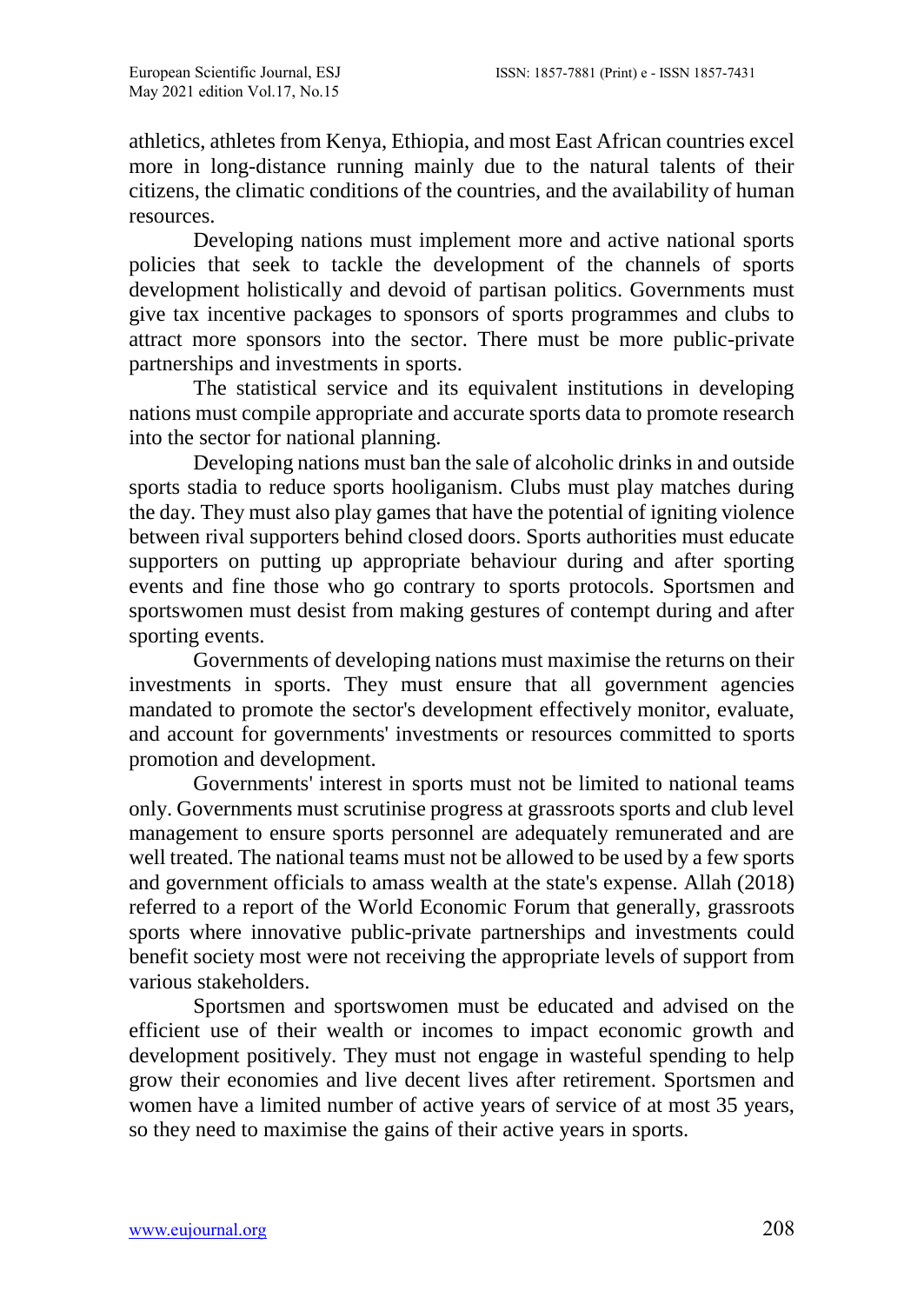athletics, athletes from Kenya, Ethiopia, and most East African countries excel more in long-distance running mainly due to the natural talents of their citizens, the climatic conditions of the countries, and the availability of human resources.

Developing nations must implement more and active national sports policies that seek to tackle the development of the channels of sports development holistically and devoid of partisan politics. Governments must give tax incentive packages to sponsors of sports programmes and clubs to attract more sponsors into the sector. There must be more public-private partnerships and investments in sports.

The statistical service and its equivalent institutions in developing nations must compile appropriate and accurate sports data to promote research into the sector for national planning.

Developing nations must ban the sale of alcoholic drinks in and outside sports stadia to reduce sports hooliganism. Clubs must play matches during the day. They must also play games that have the potential of igniting violence between rival supporters behind closed doors. Sports authorities must educate supporters on putting up appropriate behaviour during and after sporting events and fine those who go contrary to sports protocols. Sportsmen and sportswomen must desist from making gestures of contempt during and after sporting events.

Governments of developing nations must maximise the returns on their investments in sports. They must ensure that all government agencies mandated to promote the sector's development effectively monitor, evaluate, and account for governments' investments or resources committed to sports promotion and development.

Governments' interest in sports must not be limited to national teams only. Governments must scrutinise progress at grassroots sports and club level management to ensure sports personnel are adequately remunerated and are well treated. The national teams must not be allowed to be used by a few sports and government officials to amass wealth at the state's expense. Allah (2018) referred to a report of the World Economic Forum that generally, grassroots sports where innovative public-private partnerships and investments could benefit society most were not receiving the appropriate levels of support from various stakeholders.

Sportsmen and sportswomen must be educated and advised on the efficient use of their wealth or incomes to impact economic growth and development positively. They must not engage in wasteful spending to help grow their economies and live decent lives after retirement. Sportsmen and women have a limited number of active years of service of at most 35 years, so they need to maximise the gains of their active years in sports.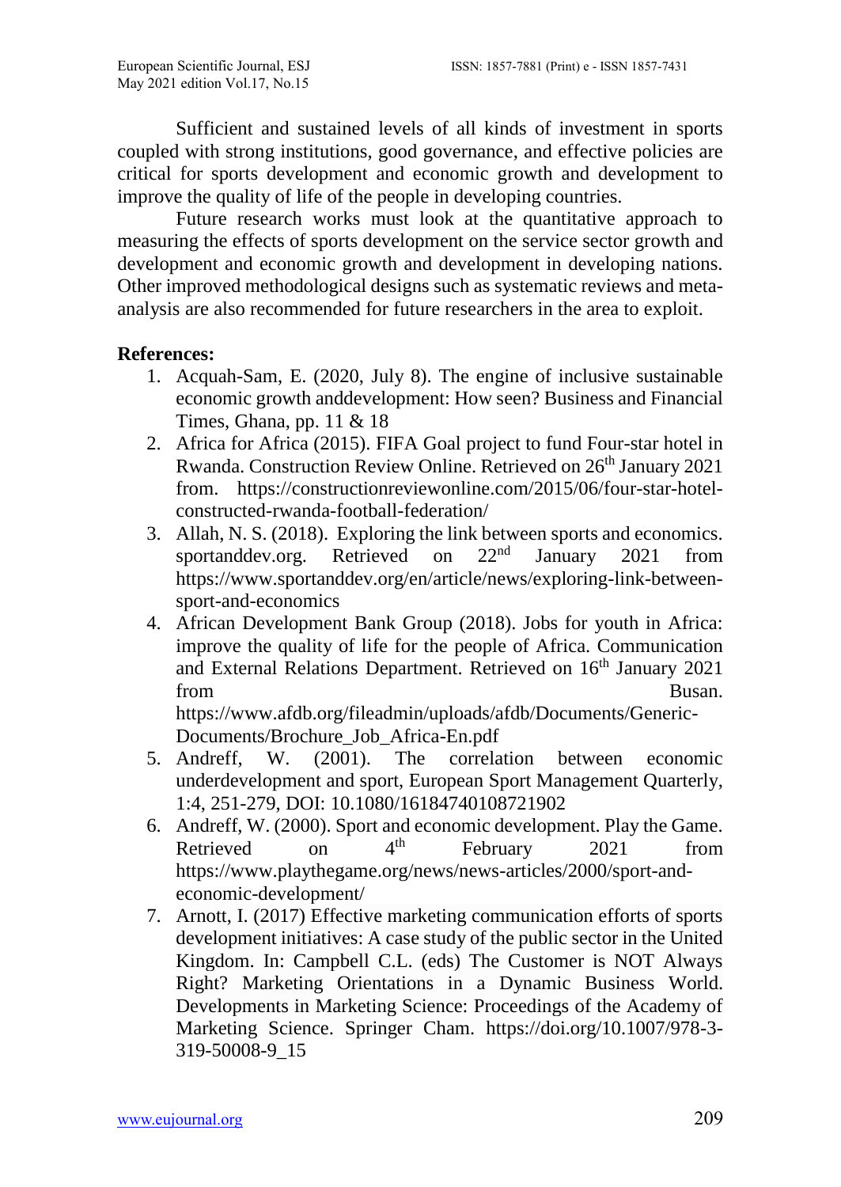Sufficient and sustained levels of all kinds of investment in sports coupled with strong institutions, good governance, and effective policies are critical for sports development and economic growth and development to improve the quality of life of the people in developing countries.

Future research works must look at the quantitative approach to measuring the effects of sports development on the service sector growth and development and economic growth and development in developing nations. Other improved methodological designs such as systematic reviews and meta-analysis are also recommended for future researchers in the area to exploit.

**References:**

1. Acquah-Sam, E. (2020, July 8). The engine of inclusive sustainable economic growth anddevelopment: How seen? Business and Financial Times, Ghana, pp. 11 & 18
2. Africa for Africa (2015). FIFA Goal project to fund Four-star hotel in Rwanda. Construction Review Online. Retrieved on 26th January 2021 from. https://constructionreviewonline.com/2015/06/four-star-hotel-constructed-rwanda-football-federation/
3. Allah, N. S. (2018). Exploring the link between sports and economics. sportanddev.org. Retrieved on 22nd January 2021 from https://www.sportanddev.org/en/article/news/exploring-link-between-sport-and-economics
4. African Development Bank Group (2018). Jobs for youth in Africa: improve the quality of life for the people of Africa. Communication and External Relations Department. Retrieved on 16th January 2021 from Busan. https://www.afdb.org/fileadmin/uploads/afdb/Documents/Generic-Documents/Brochure_Job_Africa-En.pdf
5. Andreff, W. (2001). The correlation between economic underdevelopment and sport, European Sport Management Quarterly, 1:4, 251-279, DOI: 10.1080/16184740108721902
6. Andreff, W. (2000). Sport and economic development. Play the Game. Retrieved on 4th February 2021 from https://www.playthegame.org/news/news-articles/2000/sport-and-economic-development/
7. Arnott, I. (2017) Effective marketing communication efforts of sports development initiatives: A case study of the public sector in the United Kingdom. In: Campbell C.L. (eds) The Customer is NOT Always Right? Marketing Orientations in a Dynamic Business World. Developments in Marketing Science: Proceedings of the Academy of Marketing Science. Springer Cham. https://doi.org/10.1007/978-3-319-50008-9_15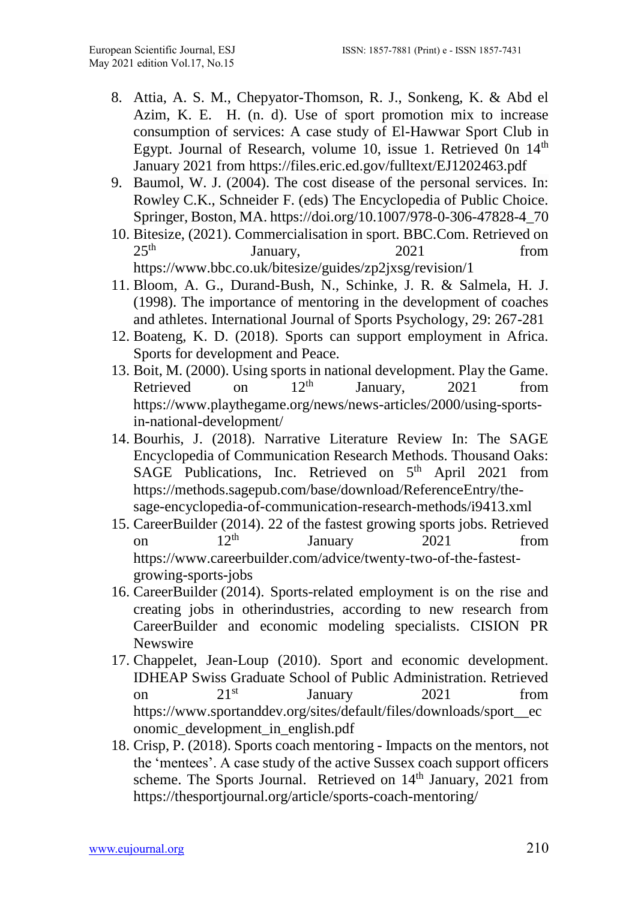8. Attia, A. S. M., Chepyator-Thomson, R. J., Sonkeng, K. & Abd el Azim, K. E. H. (n. d). Use of sport promotion mix to increase consumption of services: A case study of El-Hawwar Sport Club in Egypt. Journal of Research, volume 10, issue 1. Retrieved 0n 14th January 2021 from https://files.eric.ed.gov/fulltext/EJ1202463.pdf
9. Baumol, W. J. (2004). The cost disease of the personal services. In: Rowley C.K., Schneider F. (eds) The Encyclopedia of Public Choice. Springer, Boston, MA. https://doi.org/10.1007/978-0-306-47828-4_70
10. Bitesize, (2021). Commercialisation in sport. BBC.Com. Retrieved on 25th January, 2021 from https://www.bbc.co.uk/bitesize/guides/zp2jxsg/revision/1
11. Bloom, A. G., Durand-Bush, N., Schinke, J. R. & Salmela, H. J. (1998). The importance of mentoring in the development of coaches and athletes. International Journal of Sports Psychology, 29: 267-281
12. Boateng, K. D. (2018). Sports can support employment in Africa. Sports for development and Peace.
13. Boit, M. (2000). Using sports in national development. Play the Game. Retrieved on 12th January, 2021 from https://www.playthegame.org/news/news-articles/2000/using-sports-in-national-development/
14. Bourhis, J. (2018). Narrative Literature Review In: The SAGE Encyclopedia of Communication Research Methods. Thousand Oaks: SAGE Publications, Inc. Retrieved on 5th April 2021 from https://methods.sagepub.com/base/download/ReferenceEntry/the-sage-encyclopedia-of-communication-research-methods/i9413.xml
15. CareerBuilder (2014). 22 of the fastest growing sports jobs. Retrieved on 12th January 2021 from https://www.careerbuilder.com/advice/twenty-two-of-the-fastest-growing-sports-jobs
16. CareerBuilder (2014). Sports-related employment is on the rise and creating jobs in otherindustries, according to new research from CareerBuilder and economic modeling specialists. CISION PR Newswire
17. Chappelet, Jean-Loup (2010). Sport and economic development. IDHEAP Swiss Graduate School of Public Administration. Retrieved on 21st January 2021 from https://www.sportanddev.org/sites/default/files/downloads/sport__economic_development_in_english.pdf
18. Crisp, P. (2018). Sports coach mentoring - Impacts on the mentors, not the 'mentees'. A case study of the active Sussex coach support officers scheme. The Sports Journal. Retrieved on 14th January, 2021 from https://thesportjournal.org/article/sports-coach-mentoring/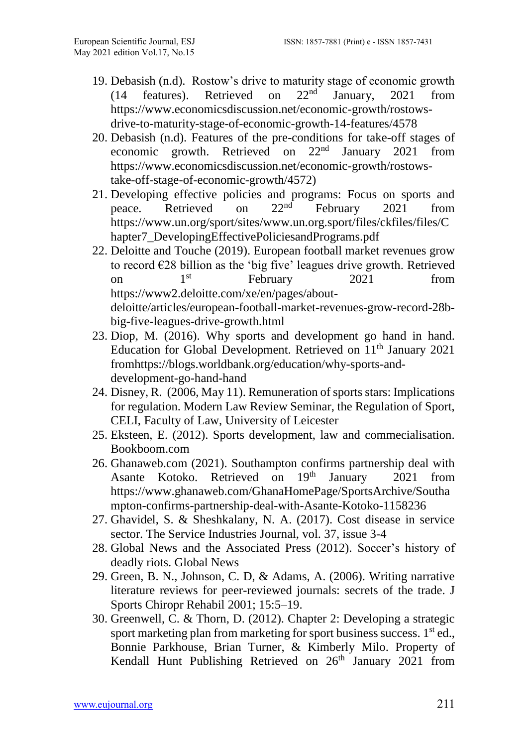19. Debasish (n.d). Rostow's drive to maturity stage of economic growth (14 features). Retrieved on 22nd January, 2021 from https://www.economicsdiscussion.net/economic-growth/rostows-drive-to-maturity-stage-of-economic-growth-14-features/4578
20. Debasish (n.d). Features of the pre-conditions for take-off stages of economic growth. Retrieved on 22nd January 2021 from https://www.economicsdiscussion.net/economic-growth/rostows-take-off-stage-of-economic-growth/4572)
21. Developing effective policies and programs: Focus on sports and peace. Retrieved on 22nd February 2021 from https://www.un.org/sport/sites/www.un.org.sport/files/ckfiles/files/Chapter7_DevelopingEffectivePoliciesandPrograms.pdf
22. Deloitte and Touche (2019). European football market revenues grow to record €28 billion as the 'big five' leagues drive growth. Retrieved on 1st February 2021 from https://www2.deloitte.com/xe/en/pages/about-deloitte/articles/european-football-market-revenues-grow-record-28b-big-five-leagues-drive-growth.html
23. Diop, M. (2016). Why sports and development go hand in hand. Education for Global Development. Retrieved on 11th January 2021 fromhttps://blogs.worldbank.org/education/why-sports-and-development-go-hand-hand
24. Disney, R. (2006, May 11). Remuneration of sports stars: Implications for regulation. Modern Law Review Seminar, the Regulation of Sport, CELI, Faculty of Law, University of Leicester
25. Eksteen, E. (2012). Sports development, law and commecialisation. Bookboom.com
26. Ghanaweb.com (2021). Southampton confirms partnership deal with Asante Kotoko. Retrieved on 19th January 2021 from https://www.ghanaweb.com/GhanaHomePage/SportsArchive/Southampton-confirms-partnership-deal-with-Asante-Kotoko-1158236
27. Ghavidel, S. & Sheshkalany, N. A. (2017). Cost disease in service sector. The Service Industries Journal, vol. 37, issue 3-4
28. Global News and the Associated Press (2012). Soccer's history of deadly riots. Global News
29. Green, B. N., Johnson, C. D, & Adams, A. (2006). Writing narrative literature reviews for peer-reviewed journals: secrets of the trade. J Sports Chiropr Rehabil 2001; 15:5–19.
30. Greenwell, C. & Thorn, D. (2012). Chapter 2: Developing a strategic sport marketing plan from marketing for sport business success. 1st ed., Bonnie Parkhouse, Brian Turner, & Kimberly Milo. Property of Kendall Hunt Publishing Retrieved on 26th January 2021 from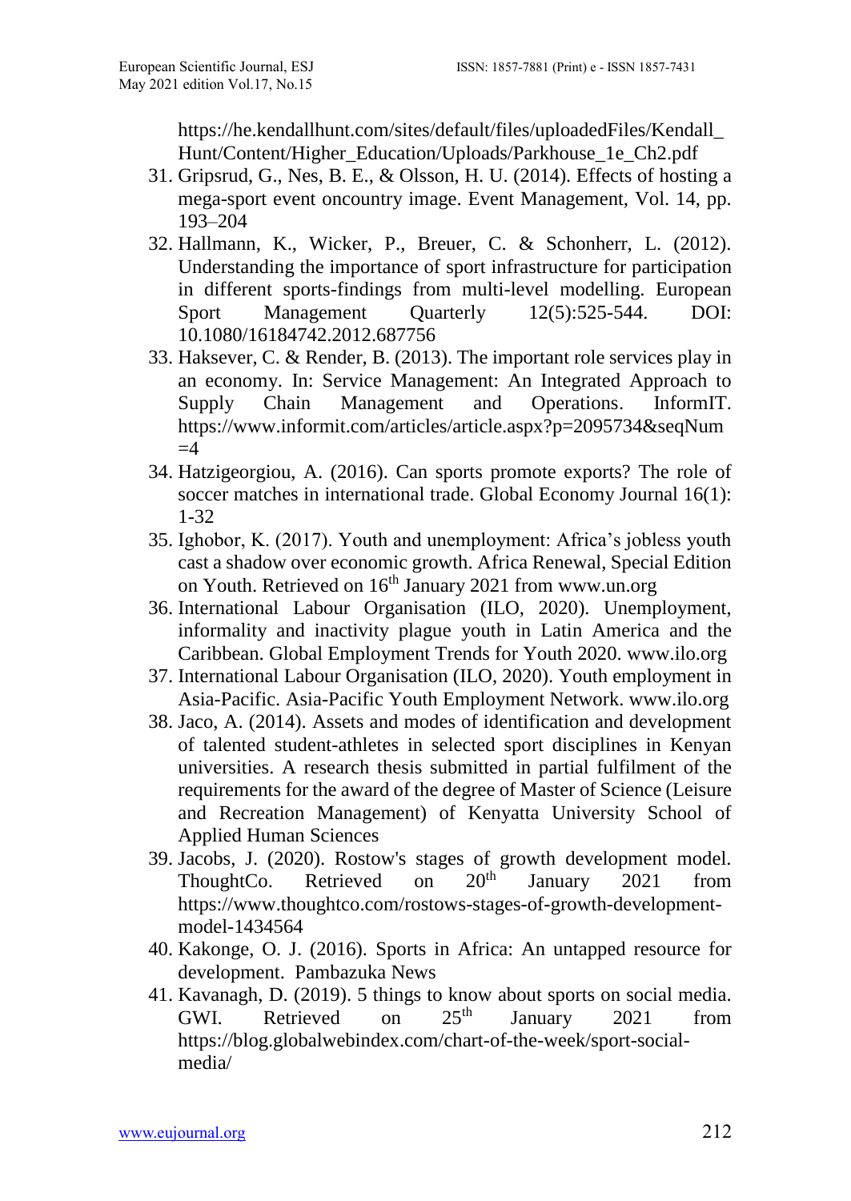https://he.kendallhunt.com/sites/default/files/uploadedFiles/Kendall_Hunt/Content/Higher_Education/Uploads/Parkhouse_1e_Ch2.pdf

31. Gripsrud, G., Nes, B. E., & Olsson, H. U. (2014). Effects of hosting a mega-sport event oncountry image. Event Management, Vol. 14, pp. 193–204
32. Hallmann, K., Wicker, P., Breuer, C. & Schonherr, L. (2012). Understanding the importance of sport infrastructure for participation in different sports-findings from multi-level modelling. European Sport Management Quarterly 12(5):525-544. DOI: 10.1080/16184742.2012.687756
33. Haksever, C. & Render, B. (2013). The important role services play in an economy. In: Service Management: An Integrated Approach to Supply Chain Management and Operations. InformIT. https://www.informit.com/articles/article.aspx?p=2095734&seqNum=4
34. Hatzigeorgiou, A. (2016). Can sports promote exports? The role of soccer matches in international trade. Global Economy Journal 16(1): 1-32
35. Ighobor, K. (2017). Youth and unemployment: Africa's jobless youth cast a shadow over economic growth. Africa Renewal, Special Edition on Youth. Retrieved on 16th January 2021 from www.un.org
36. International Labour Organisation (ILO, 2020). Unemployment, informality and inactivity plague youth in Latin America and the Caribbean. Global Employment Trends for Youth 2020. www.ilo.org
37. International Labour Organisation (ILO, 2020). Youth employment in Asia-Pacific. Asia-Pacific Youth Employment Network. www.ilo.org
38. Jaco, A. (2014). Assets and modes of identification and development of talented student-athletes in selected sport disciplines in Kenyan universities. A research thesis submitted in partial fulfilment of the requirements for the award of the degree of Master of Science (Leisure and Recreation Management) of Kenyatta University School of Applied Human Sciences
39. Jacobs, J. (2020). Rostow's stages of growth development model. ThoughtCo. Retrieved on 20th January 2021 from https://www.thoughtco.com/rostows-stages-of-growth-development-model-1434564
40. Kakonge, O. J. (2016). Sports in Africa: An untapped resource for development. Pambazuka News
41. Kavanagh, D. (2019). 5 things to know about sports on social media. GWI. Retrieved on 25th January 2021 from https://blog.globalwebindex.com/chart-of-the-week/sport-social-media/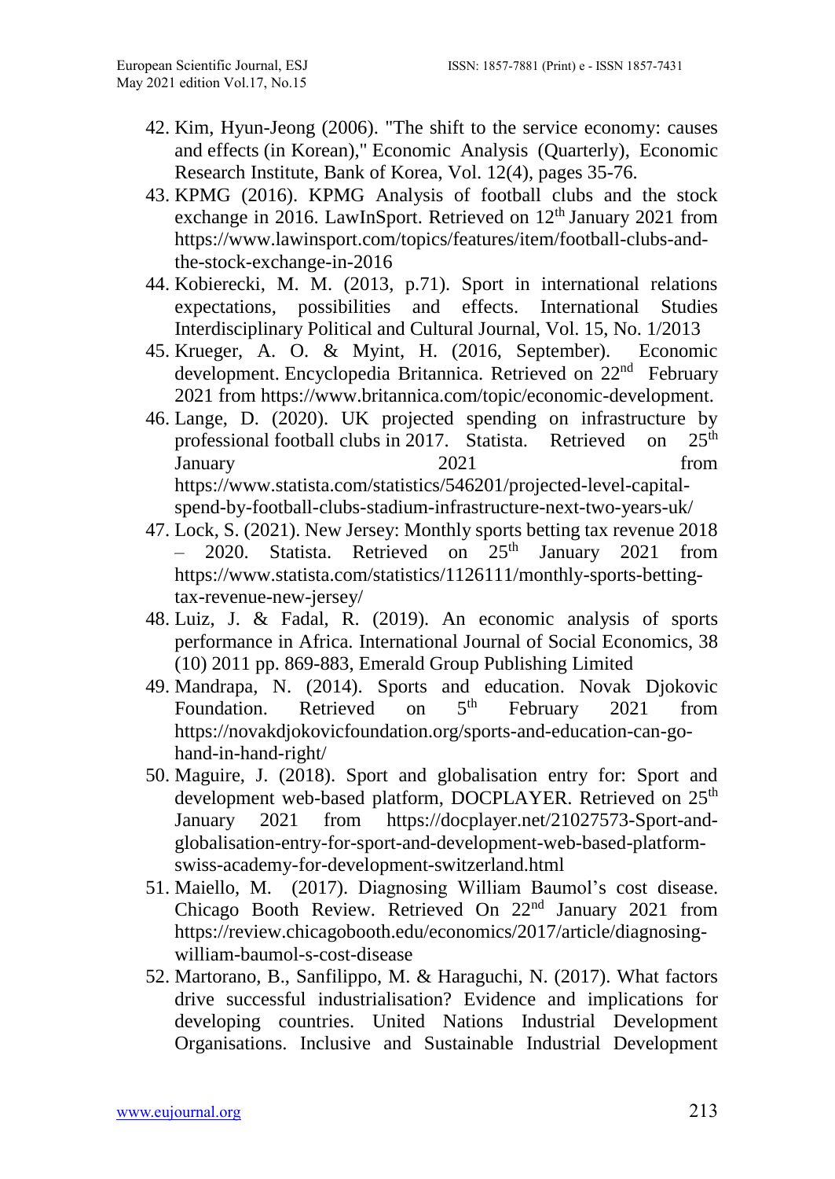42. Kim, Hyun-Jeong (2006). "The shift to the service economy: causes and effects (in Korean)," Economic Analysis (Quarterly), Economic Research Institute, Bank of Korea, Vol. 12(4), pages 35-76.
43. KPMG (2016). KPMG Analysis of football clubs and the stock exchange in 2016. LawInSport. Retrieved on 12th January 2021 from https://www.lawinsport.com/topics/features/item/football-clubs-and-the-stock-exchange-in-2016
44. Kobierecki, M. M. (2013, p.71). Sport in international relations expectations, possibilities and effects. International Studies Interdisciplinary Political and Cultural Journal, Vol. 15, No. 1/2013
45. Krueger, A. O. & Myint, H. (2016, September). Economic development. Encyclopedia Britannica. Retrieved on 22nd February 2021 from https://www.britannica.com/topic/economic-development.
46. Lange, D. (2020). UK projected spending on infrastructure by professional football clubs in 2017. Statista. Retrieved on 25th January 2021 from https://www.statista.com/statistics/546201/projected-level-capital-spend-by-football-clubs-stadium-infrastructure-next-two-years-uk/
47. Lock, S. (2021). New Jersey: Monthly sports betting tax revenue 2018 – 2020. Statista. Retrieved on 25th January 2021 from https://www.statista.com/statistics/1126111/monthly-sports-betting-tax-revenue-new-jersey/
48. Luiz, J. & Fadal, R. (2019). An economic analysis of sports performance in Africa. International Journal of Social Economics, 38 (10) 2011 pp. 869-883, Emerald Group Publishing Limited
49. Mandrapa, N. (2014). Sports and education. Novak Djokovic Foundation. Retrieved on 5th February 2021 from https://novakdjokovicfoundation.org/sports-and-education-can-go-hand-in-hand-right/
50. Maguire, J. (2018). Sport and globalisation entry for: Sport and development web-based platform, DOCPLAYER. Retrieved on 25th January 2021 from https://docplayer.net/21027573-Sport-and-globalisation-entry-for-sport-and-development-web-based-platform-swiss-academy-for-development-switzerland.html
51. Maiello, M. (2017). Diagnosing William Baumol's cost disease. Chicago Booth Review. Retrieved On 22nd January 2021 from https://review.chicagobooth.edu/economics/2017/article/diagnosing-william-baumol-s-cost-disease
52. Martorano, B., Sanfilippo, M. & Haraguchi, N. (2017). What factors drive successful industrialisation? Evidence and implications for developing countries. United Nations Industrial Development Organisations. Inclusive and Sustainable Industrial Development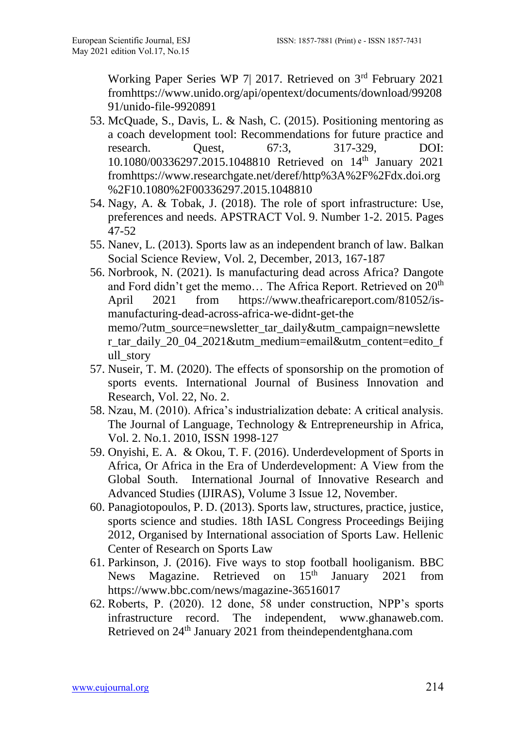Working Paper Series WP 7| 2017. Retrieved on 3rd February 2021 fromhttps://www.unido.org/api/opentext/documents/download/9920891/unido-file-9920891

53. McQuade, S., Davis, L. & Nash, C. (2015). Positioning mentoring as a coach development tool: Recommendations for future practice and research. Quest, 67:3, 317-329, DOI: 10.1080/00336297.2015.1048810 Retrieved on 14th January 2021 fromhttps://www.researchgate.net/deref/http%3A%2F%2Fdx.doi.org%2F10.1080%2F00336297.2015.1048810
54. Nagy, A. & Tobak, J. (2018). The role of sport infrastructure: Use, preferences and needs. APSTRACT Vol. 9. Number 1-2. 2015. Pages 47-52
55. Nanev, L. (2013). Sports law as an independent branch of law. Balkan Social Science Review, Vol. 2, December, 2013, 167-187
56. Norbrook, N. (2021). Is manufacturing dead across Africa? Dangote and Ford didn't get the memo… The Africa Report. Retrieved on 20th April 2021 from https://www.theafricareport.com/81052/is-manufacturing-dead-across-africa-we-didnt-get-the memo/?utm_source=newsletter_tar_daily&utm_campaign=newsletter_tar_daily_20_04_2021&utm_medium=email&utm_content=edito_full_story
57. Nuseir, T. M. (2020). The effects of sponsorship on the promotion of sports events. International Journal of Business Innovation and Research, Vol. 22, No. 2.
58. Nzau, M. (2010). Africa's industrialization debate: A critical analysis. The Journal of Language, Technology & Entrepreneurship in Africa, Vol. 2. No.1. 2010, ISSN 1998-127
59. Onyishi, E. A. & Okou, T. F. (2016). Underdevelopment of Sports in Africa, Or Africa in the Era of Underdevelopment: A View from the Global South. International Journal of Innovative Research and Advanced Studies (IJIRAS), Volume 3 Issue 12, November.
60. Panagiotopoulos, P. D. (2013). Sports law, structures, practice, justice, sports science and studies. 18th IASL Congress Proceedings Beijing 2012, Organised by International association of Sports Law. Hellenic Center of Research on Sports Law
61. Parkinson, J. (2016). Five ways to stop football hooliganism. BBC News Magazine. Retrieved on 15th January 2021 from https://www.bbc.com/news/magazine-36516017
62. Roberts, P. (2020). 12 done, 58 under construction, NPP's sports infrastructure record. The independent, www.ghanaweb.com. Retrieved on 24th January 2021 from theindependentghana.com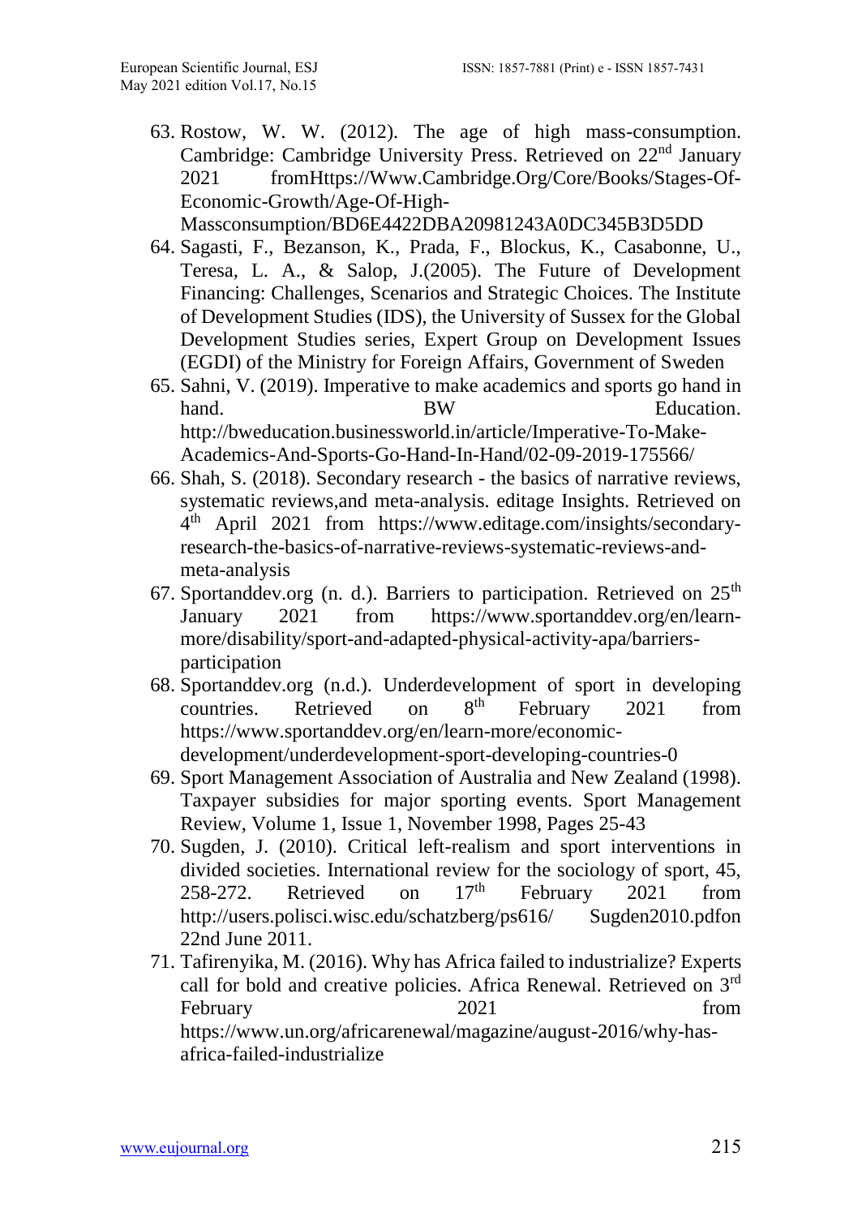63. Rostow, W. W. (2012). The age of high mass-consumption. Cambridge: Cambridge University Press. Retrieved on 22nd January 2021 fromHttps://Www.Cambridge.Org/Core/Books/Stages-Of-Economic-Growth/Age-Of-High-Massconsumption/BD6E4422DBA20981243A0DC345B3D5DD
64. Sagasti, F., Bezanson, K., Prada, F., Blockus, K., Casabonne, U., Teresa, L. A., & Salop, J.(2005). The Future of Development Financing: Challenges, Scenarios and Strategic Choices. The Institute of Development Studies (IDS), the University of Sussex for the Global Development Studies series, Expert Group on Development Issues (EGDI) of the Ministry for Foreign Affairs, Government of Sweden
65. Sahni, V. (2019). Imperative to make academics and sports go hand in hand. BW Education. http://bweducation.businessworld.in/article/Imperative-To-Make-Academics-And-Sports-Go-Hand-In-Hand/02-09-2019-175566/
66. Shah, S. (2018). Secondary research - the basics of narrative reviews, systematic reviews,and meta-analysis. editage Insights. Retrieved on 4th April 2021 from https://www.editage.com/insights/secondary-research-the-basics-of-narrative-reviews-systematic-reviews-and-meta-analysis
67. Sportanddev.org (n. d.). Barriers to participation. Retrieved on 25th January 2021 from https://www.sportanddev.org/en/learn-more/disability/sport-and-adapted-physical-activity-apa/barriers-participation
68. Sportanddev.org (n.d.). Underdevelopment of sport in developing countries. Retrieved on 8th February 2021 from https://www.sportanddev.org/en/learn-more/economic-development/underdevelopment-sport-developing-countries-0
69. Sport Management Association of Australia and New Zealand (1998). Taxpayer subsidies for major sporting events. Sport Management Review, Volume 1, Issue 1, November 1998, Pages 25-43
70. Sugden, J. (2010). Critical left-realism and sport interventions in divided societies. International review for the sociology of sport, 45, 258-272. Retrieved on 17th February 2021 from http://users.polisci.wisc.edu/schatzberg/ps616/ Sugden2010.pdfon 22nd June 2011.
71. Tafirenyika, M. (2016). Why has Africa failed to industrialize? Experts call for bold and creative policies. Africa Renewal. Retrieved on 3rd February 2021 from https://www.un.org/africarenewal/magazine/august-2016/why-has-africa-failed-industrialize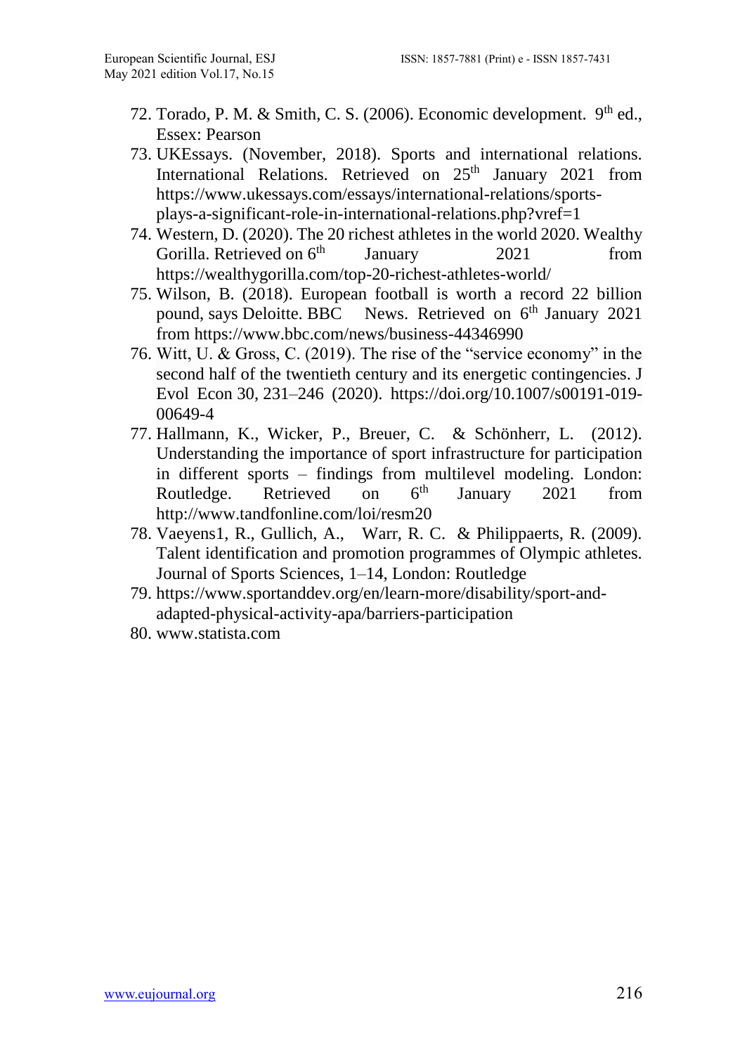72. Torado, P. M. & Smith, C. S. (2006). Economic development. 9th ed., Essex: Pearson
73. UKEssays. (November, 2018). Sports and international relations. International Relations. Retrieved on 25th January 2021 from https://www.ukessays.com/essays/international-relations/sports-plays-a-significant-role-in-international-relations.php?vref=1
74. Western, D. (2020). The 20 richest athletes in the world 2020. Wealthy Gorilla. Retrieved on 6th January 2021 from https://wealthygorilla.com/top-20-richest-athletes-world/
75. Wilson, B. (2018). European football is worth a record 22 billion pound, says Deloitte. BBC News. Retrieved on 6th January 2021 from https://www.bbc.com/news/business-44346990
76. Witt, U. & Gross, C. (2019). The rise of the "service economy" in the second half of the twentieth century and its energetic contingencies. J Evol Econ 30, 231–246 (2020). https://doi.org/10.1007/s00191-019-00649-4
77. Hallmann, K., Wicker, P., Breuer, C. & Schönherr, L. (2012). Understanding the importance of sport infrastructure for participation in different sports – findings from multilevel modeling. London: Routledge. Retrieved on 6th January 2021 from http://www.tandfonline.com/loi/resm20
78. Vaeyens1, R., Gullich, A., Warr, R. C. & Philippaerts, R. (2009). Talent identification and promotion programmes of Olympic athletes. Journal of Sports Sciences, 1–14, London: Routledge
79. https://www.sportanddev.org/en/learn-more/disability/sport-and-adapted-physical-activity-apa/barriers-participation
80. www.statista.com